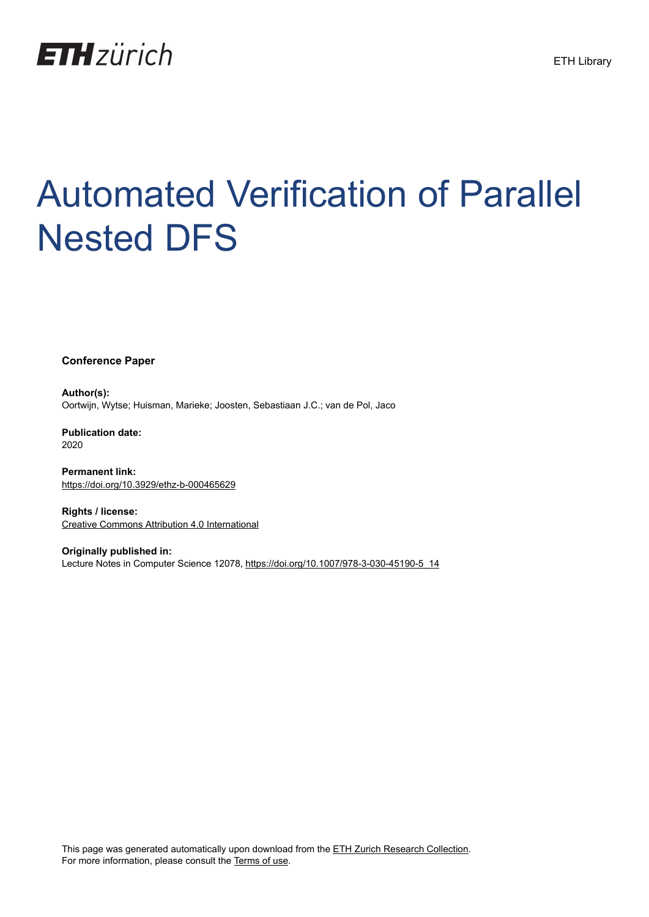ETH zürich

ETH Library

# Automated Verification of Parallel Nested DFS

**Conference Paper**

**Author(s):**
Oortwijn, Wytse; Huisman, Marieke; Joosten, Sebastiaan J.C.; van de Pol, Jaco

**Publication date:**
2020

**Permanent link:**
https://doi.org/10.3929/ethz-b-000465629

**Rights / license:**
Creative Commons Attribution 4.0 International

**Originally published in:**
Lecture Notes in Computer Science 12078, https://doi.org/10.1007/978-3-030-45190-5_14

This page was generated automatically upon download from the ETH Zurich Research Collection.
For more information, please consult the Terms of use.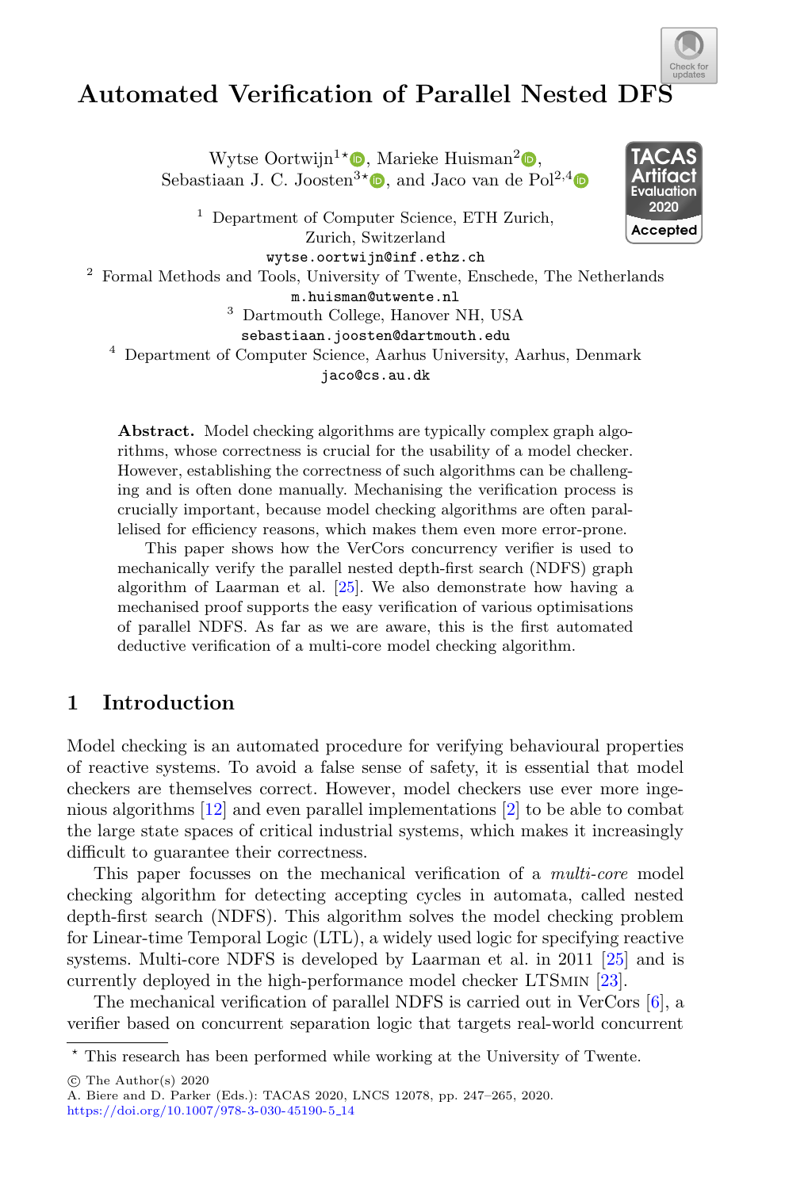# Automated Verification of Parallel Nested DFS

Wytse Oortwijn[1]*, Marieke Huisman[2], Sebastiaan J. C. Joosten[3]*, and Jaco van de Pol[2,4]

[1] Department of Computer Science, ETH Zurich, Zurich, Switzerland
wytse.oortwijn@inf.ethz.ch

[2] Formal Methods and Tools, University of Twente, Enschede, The Netherlands
m.huisman@utwente.nl

[3] Dartmouth College, Hanover NH, USA
sebastiaan.joosten@dartmouth.edu

[4] Department of Computer Science, Aarhus University, Aarhus, Denmark
jaco@cs.au.dk

**Abstract.** Model checking algorithms are typically complex graph algorithms, whose correctness is crucial for the usability of a model checker. However, establishing the correctness of such algorithms can be challenging and is often done manually. Mechanising the verification process is crucially important, because model checking algorithms are often parallelised for efficiency reasons, which makes them even more error-prone.

This paper shows how the VerCors concurrency verifier is used to mechanically verify the parallel nested depth-first search (NDFS) graph algorithm of Laarman et al. [25]. We also demonstrate how having a mechanised proof supports the easy verification of various optimisations of parallel NDFS. As far as we are aware, this is the first automated deductive verification of a multi-core model checking algorithm.

## 1 Introduction

Model checking is an automated procedure for verifying behavioural properties of reactive systems. To avoid a false sense of safety, it is essential that model checkers are themselves correct. However, model checkers use ever more ingenious algorithms [12] and even parallel implementations [2] to be able to combat the large state spaces of critical industrial systems, which makes it increasingly difficult to guarantee their correctness.

This paper focusses on the mechanical verification of a *multi-core* model checking algorithm for detecting accepting cycles in automata, called nested depth-first search (NDFS). This algorithm solves the model checking problem for Linear-time Temporal Logic (LTL), a widely used logic for specifying reactive systems. Multi-core NDFS is developed by Laarman et al. in 2011 [25] and is currently deployed in the high-performance model checker LTSmin [23].

The mechanical verification of parallel NDFS is carried out in VerCors [6], a verifier based on concurrent separation logic that targets real-world concurrent

---

* This research has been performed while working at the University of Twente.

© The Author(s) 2020
A. Biere and D. Parker (Eds.): TACAS 2020, LNCS 12078, pp. 247–265, 2020.
https://doi.org/10.1007/978-3-030-45190-5_14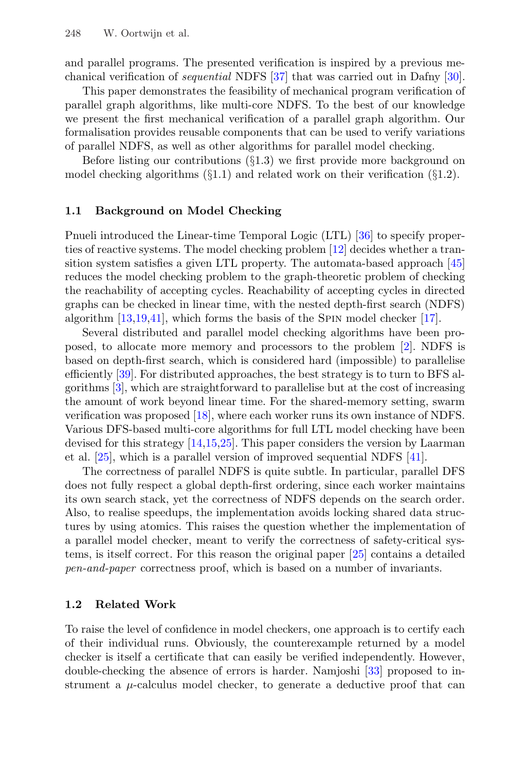and parallel programs. The presented verification is inspired by a previous mechanical verification of *sequential* NDFS [37] that was carried out in Dafny [30].

This paper demonstrates the feasibility of mechanical program verification of parallel graph algorithms, like multi-core NDFS. To the best of our knowledge we present the first mechanical verification of a parallel graph algorithm. Our formalisation provides reusable components that can be used to verify variations of parallel NDFS, as well as other algorithms for parallel model checking.

Before listing our contributions (§1.3) we first provide more background on model checking algorithms (§1.1) and related work on their verification (§1.2).

### 1.1 Background on Model Checking

Pnueli introduced the Linear-time Temporal Logic (LTL) [36] to specify properties of reactive systems. The model checking problem [12] decides whether a transition system satisfies a given LTL property. The automata-based approach [45] reduces the model checking problem to the graph-theoretic problem of checking the reachability of accepting cycles. Reachability of accepting cycles in directed graphs can be checked in linear time, with the nested depth-first search (NDFS) algorithm [13,19,41], which forms the basis of the Spin model checker [17].

Several distributed and parallel model checking algorithms have been proposed, to allocate more memory and processors to the problem [2]. NDFS is based on depth-first search, which is considered hard (impossible) to parallelise efficiently [39]. For distributed approaches, the best strategy is to turn to BFS algorithms [3], which are straightforward to parallelise but at the cost of increasing the amount of work beyond linear time. For the shared-memory setting, swarm verification was proposed [18], where each worker runs its own instance of NDFS. Various DFS-based multi-core algorithms for full LTL model checking have been devised for this strategy [14,15,25]. This paper considers the version by Laarman et al. [25], which is a parallel version of improved sequential NDFS [41].

The correctness of parallel NDFS is quite subtle. In particular, parallel DFS does not fully respect a global depth-first ordering, since each worker maintains its own search stack, yet the correctness of NDFS depends on the search order. Also, to realise speedups, the implementation avoids locking shared data structures by using atomics. This raises the question whether the implementation of a parallel model checker, meant to verify the correctness of safety-critical systems, is itself correct. For this reason the original paper [25] contains a detailed *pen-and-paper* correctness proof, which is based on a number of invariants.

### 1.2 Related Work

To raise the level of confidence in model checkers, one approach is to certify each of their individual runs. Obviously, the counterexample returned by a model checker is itself a certificate that can easily be verified independently. However, double-checking the absence of errors is harder. Namjoshi [33] proposed to instrument a $\mu$-calculus model checker, to generate a deductive proof that can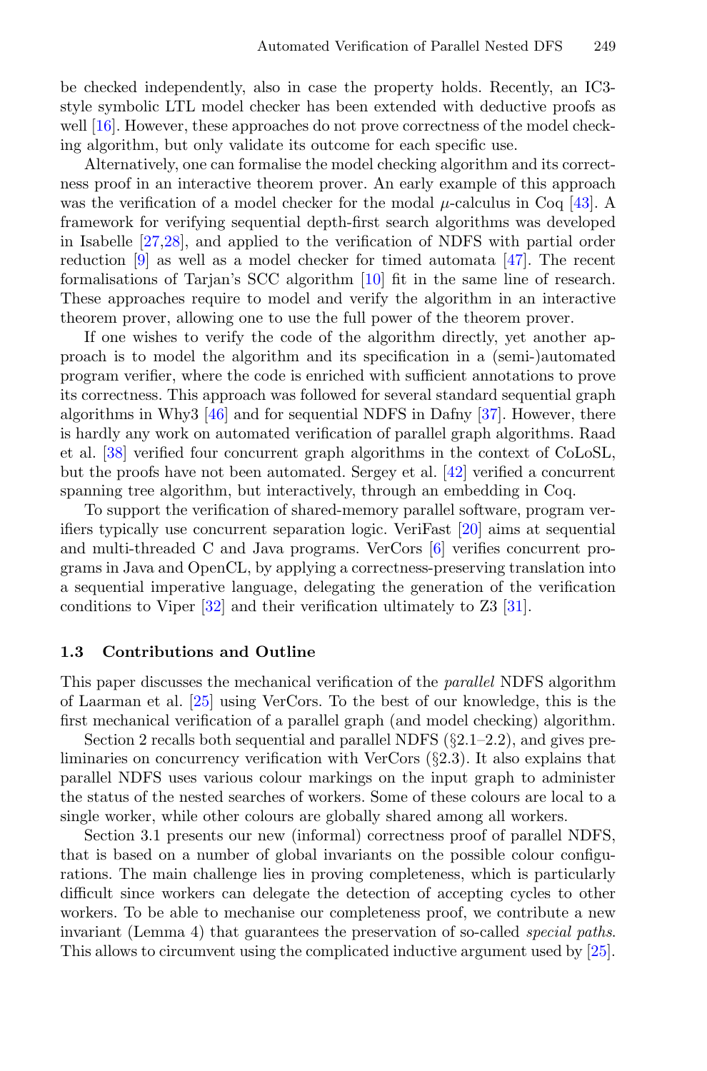be checked independently, also in case the property holds. Recently, an IC3-style symbolic LTL model checker has been extended with deductive proofs as well [16]. However, these approaches do not prove correctness of the model checking algorithm, but only validate its outcome for each specific use.

Alternatively, one can formalise the model checking algorithm and its correctness proof in an interactive theorem prover. An early example of this approach was the verification of a model checker for the modal $\mu$-calculus in Coq [43]. A framework for verifying sequential depth-first search algorithms was developed in Isabelle [27,28], and applied to the verification of NDFS with partial order reduction [9] as well as a model checker for timed automata [47]. The recent formalisations of Tarjan's SCC algorithm [10] fit in the same line of research. These approaches require to model and verify the algorithm in an interactive theorem prover, allowing one to use the full power of the theorem prover.

If one wishes to verify the code of the algorithm directly, yet another approach is to model the algorithm and its specification in a (semi-)automated program verifier, where the code is enriched with sufficient annotations to prove its correctness. This approach was followed for several standard sequential graph algorithms in Why3 [46] and for sequential NDFS in Dafny [37]. However, there is hardly any work on automated verification of parallel graph algorithms. Raad et al. [38] verified four concurrent graph algorithms in the context of CoLoSL, but the proofs have not been automated. Sergey et al. [42] verified a concurrent spanning tree algorithm, but interactively, through an embedding in Coq.

To support the verification of shared-memory parallel software, program verifiers typically use concurrent separation logic. VeriFast [20] aims at sequential and multi-threaded C and Java programs. VerCors [6] verifies concurrent programs in Java and OpenCL, by applying a correctness-preserving translation into a sequential imperative language, delegating the generation of the verification conditions to Viper [32] and their verification ultimately to Z3 [31].

### 1.3 Contributions and Outline

This paper discusses the mechanical verification of the *parallel* NDFS algorithm of Laarman et al. [25] using VerCors. To the best of our knowledge, this is the first mechanical verification of a parallel graph (and model checking) algorithm.

Section 2 recalls both sequential and parallel NDFS (§2.1–2.2), and gives preliminaries on concurrency verification with VerCors (§2.3). It also explains that parallel NDFS uses various colour markings on the input graph to administer the status of the nested searches of workers. Some of these colours are local to a single worker, while other colours are globally shared among all workers.

Section 3.1 presents our new (informal) correctness proof of parallel NDFS, that is based on a number of global invariants on the possible colour configurations. The main challenge lies in proving completeness, which is particularly difficult since workers can delegate the detection of accepting cycles to other workers. To be able to mechanise our completeness proof, we contribute a new invariant (Lemma 4) that guarantees the preservation of so-called *special paths*. This allows to circumvent using the complicated inductive argument used by [25].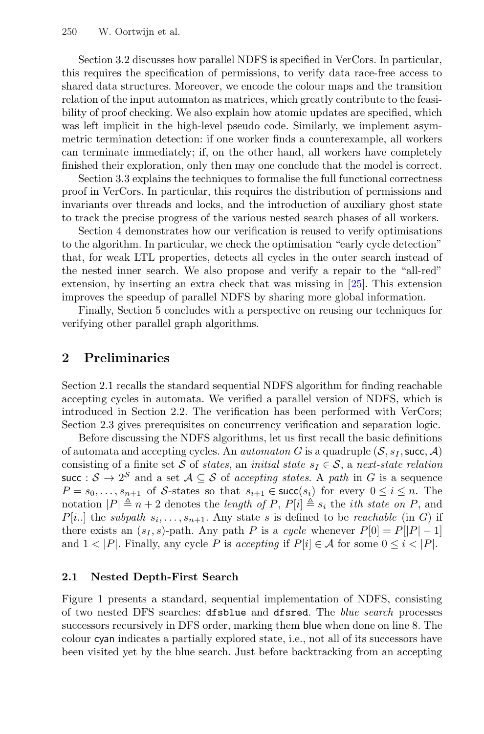Section 3.2 discusses how parallel NDFS is specified in VerCors. In particular, this requires the specification of permissions, to verify data race-free access to shared data structures. Moreover, we encode the colour maps and the transition relation of the input automaton as matrices, which greatly contribute to the feasibility of proof checking. We also explain how atomic updates are specified, which was left implicit in the high-level pseudo code. Similarly, we implement asymmetric termination detection: if one worker finds a counterexample, all workers can terminate immediately; if, on the other hand, all workers have completely finished their exploration, only then may one conclude that the model is correct.

Section 3.3 explains the techniques to formalise the full functional correctness proof in VerCors. In particular, this requires the distribution of permissions and invariants over threads and locks, and the introduction of auxiliary ghost state to track the precise progress of the various nested search phases of all workers.

Section 4 demonstrates how our verification is reused to verify optimisations to the algorithm. In particular, we check the optimisation "early cycle detection" that, for weak LTL properties, detects all cycles in the outer search instead of the nested inner search. We also propose and verify a repair to the "all-red" extension, by inserting an extra check that was missing in [25]. This extension improves the speedup of parallel NDFS by sharing more global information.

Finally, Section 5 concludes with a perspective on reusing our techniques for verifying other parallel graph algorithms.

## 2 Preliminaries

Section 2.1 recalls the standard sequential NDFS algorithm for finding reachable accepting cycles in automata. We verified a parallel version of NDFS, which is introduced in Section 2.2. The verification has been performed with VerCors; Section 2.3 gives prerequisites on concurrency verification and separation logic.

Before discussing the NDFS algorithms, let us first recall the basic definitions of automata and accepting cycles. An *automaton* $G$ is a quadruple $(\mathcal{S}, s_I, \mathsf{succ}, \mathcal{A})$ consisting of a finite set $\mathcal{S}$ of *states*, an *initial state* $s_I \in \mathcal{S}$, a *next-state relation* $\mathsf{succ} : \mathcal{S} \to 2^{\mathcal{S}}$ and a set $\mathcal{A} \subseteq \mathcal{S}$ of *accepting states*. A *path* in $G$ is a sequence $P = s_0, \ldots, s_{n+1}$ of $\mathcal{S}$-states so that $s_{i+1} \in \mathsf{succ}(s_i)$ for every $0 \leq i \leq n$. The notation $|P| \triangleq n + 2$ denotes the *length of* $P$, $P[i] \triangleq s_i$ the *ith state on* $P$, and $P[i..]$ the *subpath* $s_i, \ldots, s_{n+1}$. Any state $s$ is defined to be *reachable* (in $G$) if there exists an $(s_I, s)$-path. Any path $P$ is a *cycle* whenever $P[0] = P[|P| - 1]$ and $1 < |P|$. Finally, any cycle $P$ is *accepting* if $P[i] \in \mathcal{A}$ for some $0 \leq i < |P|$.

### 2.1 Nested Depth-First Search

Figure 1 presents a standard, sequential implementation of NDFS, consisting of two nested DFS searches: `dfsblue` and `dfsred`. The *blue search* processes successors recursively in DFS order, marking them blue when done on line 8. The colour cyan indicates a partially explored state, i.e., not all of its successors have been visited yet by the blue search. Just before backtracking from an accepting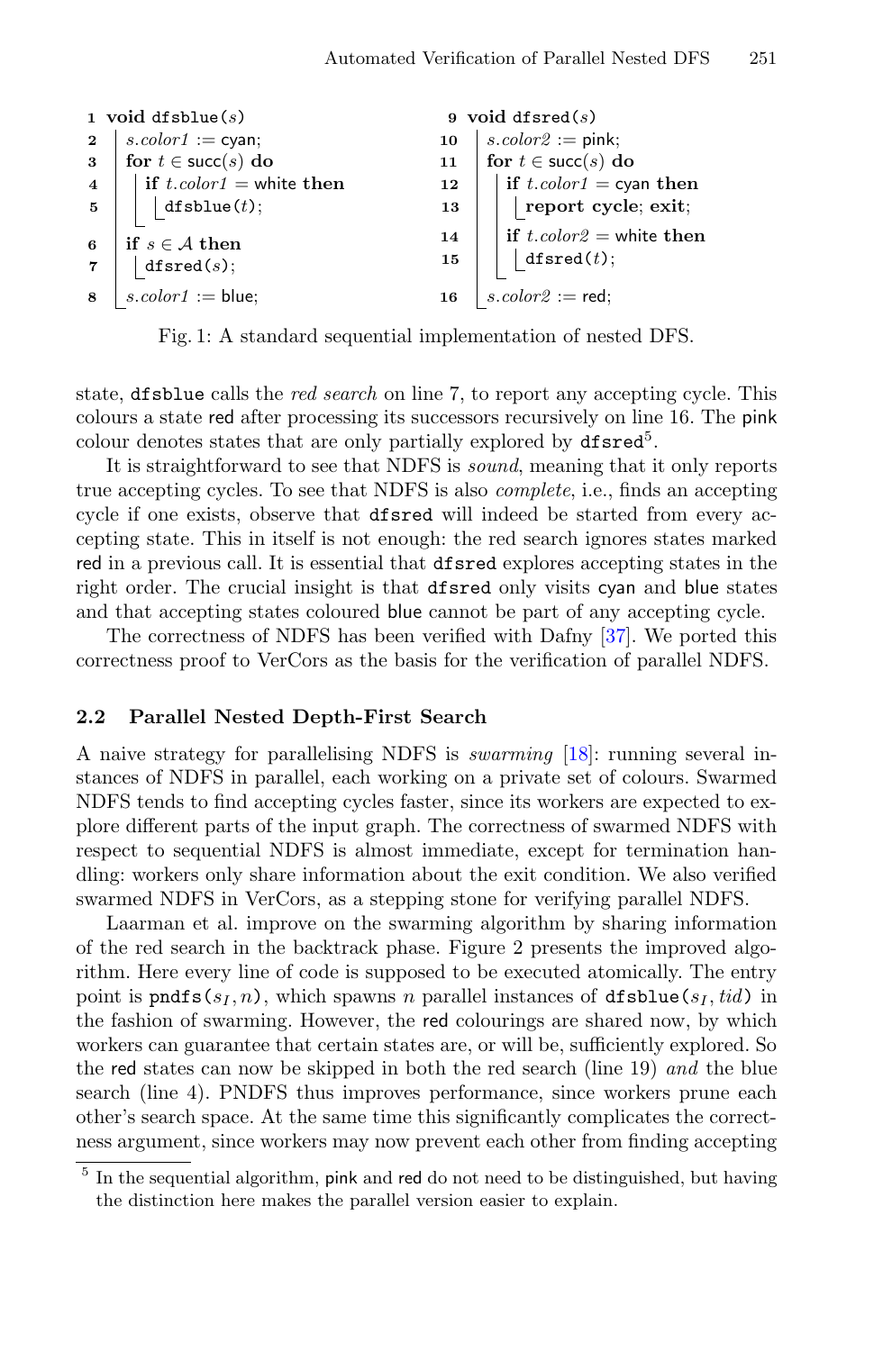```
 1 void dfsblue(s)
 2   s.color1 := cyan;
 3   for t ∈ succ(s) do
 4     if t.color1 = white then
 5       dfsblue(t);
 6   if s ∈ A then
 7     dfsred(s);
 8   s.color1 := blue;

 9 void dfsred(s)
10   s.color2 := pink;
11   for t ∈ succ(s) do
12     if t.color1 = cyan then
13       report cycle; exit;
14     if t.color2 = white then
15       dfsred(t);
16   s.color2 := red;
```

Fig. 1: A standard sequential implementation of nested DFS.

state, dfsblue calls the *red search* on line 7, to report any accepting cycle. This colours a state red after processing its successors recursively on line 16. The pink colour denotes states that are only partially explored by dfsred[5].

It is straightforward to see that NDFS is *sound*, meaning that it only reports true accepting cycles. To see that NDFS is also *complete*, i.e., finds an accepting cycle if one exists, observe that dfsred will indeed be started from every accepting state. This in itself is not enough: the red search ignores states marked red in a previous call. It is essential that dfsred explores accepting states in the right order. The crucial insight is that dfsred only visits cyan and blue states and that accepting states coloured blue cannot be part of any accepting cycle.

The correctness of NDFS has been verified with Dafny [37]. We ported this correctness proof to VerCors as the basis for the verification of parallel NDFS.

### 2.2 Parallel Nested Depth-First Search

A naive strategy for parallelising NDFS is *swarming* [18]: running several instances of NDFS in parallel, each working on a private set of colours. Swarmed NDFS tends to find accepting cycles faster, since its workers are expected to explore different parts of the input graph. The correctness of swarmed NDFS with respect to sequential NDFS is almost immediate, except for termination handling: workers only share information about the exit condition. We also verified swarmed NDFS in VerCors, as a stepping stone for verifying parallel NDFS.

Laarman et al. improve on the swarming algorithm by sharing information of the red search in the backtrack phase. Figure 2 presents the improved algorithm. Here every line of code is supposed to be executed atomically. The entry point is pndfs($s_I$, $n$), which spawns $n$ parallel instances of dfsblue($s_I$, $tid$) in the fashion of swarming. However, the red colourings are shared now, by which workers can guarantee that certain states are, or will be, sufficiently explored. So the red states can now be skipped in both the red search (line 19) *and* the blue search (line 4). PNDFS thus improves performance, since workers prune each other's search space. At the same time this significantly complicates the correctness argument, since workers may now prevent each other from finding accepting

[5] In the sequential algorithm, pink and red do not need to be distinguished, but having the distinction here makes the parallel version easier to explain.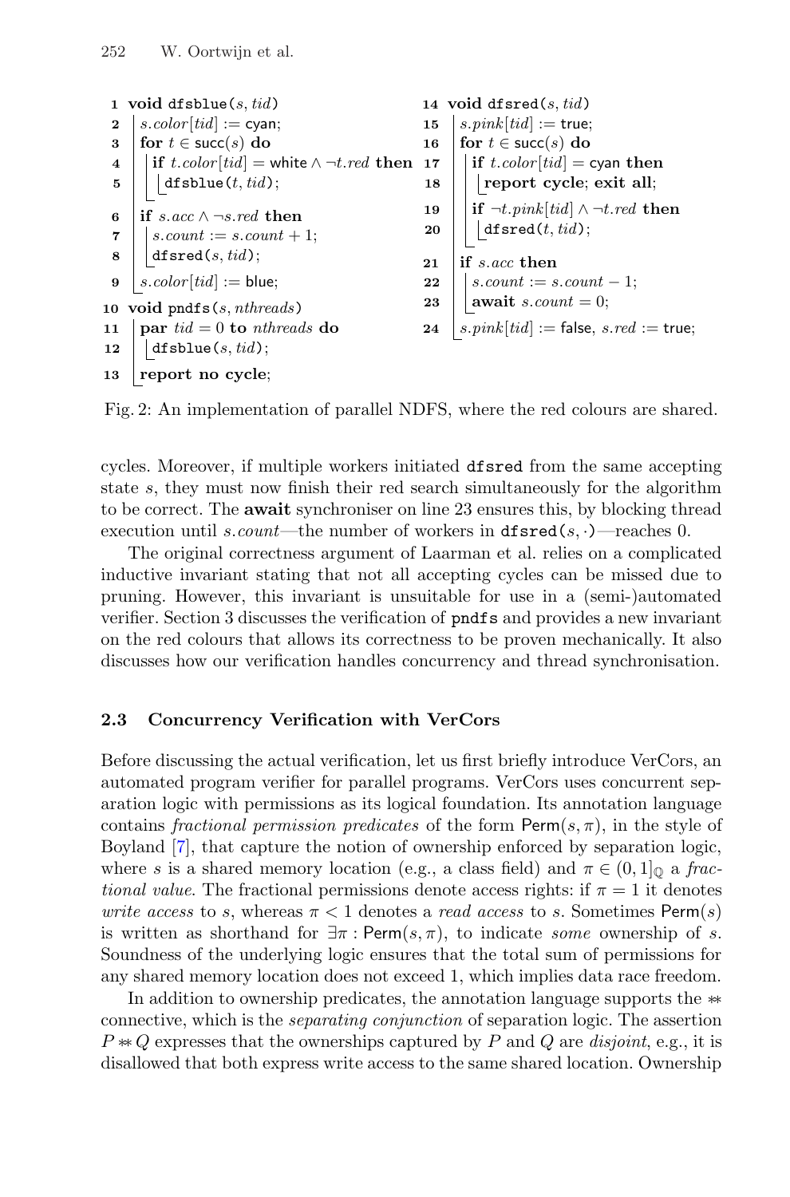```
1  void dfsblue(s, tid)
2  |  s.color[tid] := cyan;
3  |  for t ∈ succ(s) do
4  |  |  if t.color[tid] = white ∧ ¬t.red then
5  |  |  |  dfsblue(t, tid);
6  |  if s.acc ∧ ¬s.red then
7  |  |  s.count := s.count + 1;
8  |  |  dfsred(s, tid);
9  |  s.color[tid] := blue;
10 void pndfs(s, nthreads)
11 |  par tid = 0 to nthreads do
12 |  |  dfsblue(s, tid);
13 |  report no cycle;

14 void dfsred(s, tid)
15 |  s.pink[tid] := true;
16 |  for t ∈ succ(s) do
17 |  |  if t.color[tid] = cyan then
18 |  |  |  report cycle; exit all;
19 |  |  if ¬t.pink[tid] ∧ ¬t.red then
20 |  |  |  dfsred(t, tid);
21 |  if s.acc then
22 |  |  s.count := s.count − 1;
23 |  |  await s.count = 0;
24 |  s.pink[tid] := false, s.red := true;
```

Fig. 2: An implementation of parallel NDFS, where the red colours are shared.

cycles. Moreover, if multiple workers initiated `dfsred` from the same accepting state $s$, they must now finish their red search simultaneously for the algorithm to be correct. The **await** synchroniser on line 23 ensures this, by blocking thread execution until $s.count$—the number of workers in $\texttt{dfsred}(s, \cdot)$—reaches 0.

The original correctness argument of Laarman et al. relies on a complicated inductive invariant stating that not all accepting cycles can be missed due to pruning. However, this invariant is unsuitable for use in a (semi-)automated verifier. Section 3 discusses the verification of `pndfs` and provides a new invariant on the red colours that allows its correctness to be proven mechanically. It also discusses how our verification handles concurrency and thread synchronisation.

### 2.3 Concurrency Verification with VerCors

Before discussing the actual verification, let us first briefly introduce VerCors, an automated program verifier for parallel programs. VerCors uses concurrent separation logic with permissions as its logical foundation. Its annotation language contains *fractional permission predicates* of the form $\mathsf{Perm}(s, \pi)$, in the style of Boyland [7], that capture the notion of ownership enforced by separation logic, where $s$ is a shared memory location (e.g., a class field) and $\pi \in (0, 1]_{\mathbb{Q}}$ a *fractional value*. The fractional permissions denote access rights: if $\pi = 1$ it denotes *write access* to $s$, whereas $\pi < 1$ denotes a *read access* to $s$. Sometimes $\mathsf{Perm}(s)$ is written as shorthand for $\exists \pi : \mathsf{Perm}(s, \pi)$, to indicate *some* ownership of $s$. Soundness of the underlying logic ensures that the total sum of permissions for any shared memory location does not exceed 1, which implies data race freedom.

In addition to ownership predicates, the annotation language supports the $*\!\!*$ connective, which is the *separating conjunction* of separation logic. The assertion $P *\!\!* Q$ expresses that the ownerships captured by $P$ and $Q$ are *disjoint*, e.g., it is disallowed that both express write access to the same shared location. Ownership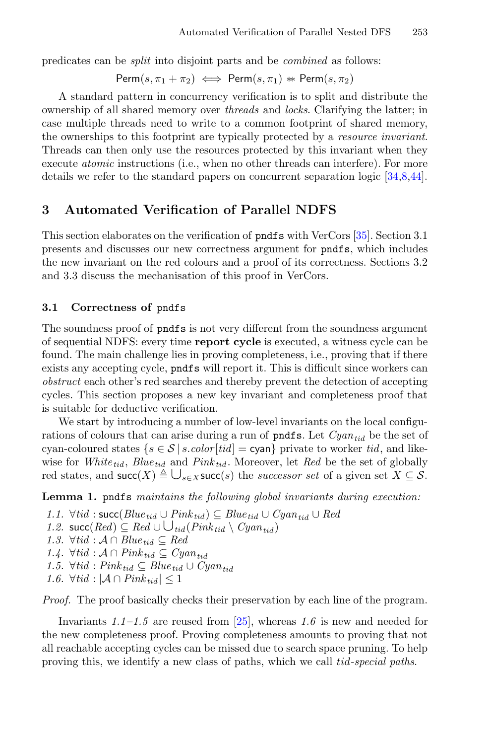predicates can be *split* into disjoint parts and be *combined* as follows:

$$\mathsf{Perm}(s, \pi_1 + \pi_2) \iff \mathsf{Perm}(s, \pi_1) \ast\!\!\ast\ \mathsf{Perm}(s, \pi_2)$$

A standard pattern in concurrency verification is to split and distribute the ownership of all shared memory over *threads* and *locks*. Clarifying the latter; in case multiple threads need to write to a common footprint of shared memory, the ownerships to this footprint are typically protected by a *resource invariant*. Threads can then only use the resources protected by this invariant when they execute *atomic* instructions (i.e., when no other threads can interfere). For more details we refer to the standard papers on concurrent separation logic [34,8,44].

## 3 Automated Verification of Parallel NDFS

This section elaborates on the verification of `pndfs` with VerCors [35]. Section 3.1 presents and discusses our new correctness argument for `pndfs`, which includes the new invariant on the red colours and a proof of its correctness. Sections 3.2 and 3.3 discuss the mechanisation of this proof in VerCors.

### 3.1 Correctness of `pndfs`

The soundness proof of `pndfs` is not very different from the soundness argument of sequential NDFS: every time **report cycle** is executed, a witness cycle can be found. The main challenge lies in proving completeness, i.e., proving that if there exists any accepting cycle, `pndfs` will report it. This is difficult since workers can *obstruct* each other's red searches and thereby prevent the detection of accepting cycles. This section proposes a new key invariant and completeness proof that is suitable for deductive verification.

We start by introducing a number of low-level invariants on the local configurations of colours that can arise during a run of `pndfs`. Let $Cyan_{tid}$ be the set of cyan-coloured states $\{s \in \mathcal{S} \mid s.color[tid] = \mathsf{cyan}\}$ private to worker $tid$, and likewise for $White_{tid}$, $Blue_{tid}$ and $Pink_{tid}$. Moreover, let $Red$ be the set of globally red states, and $\mathsf{succ}(X) \triangleq \bigcup_{s \in X} \mathsf{succ}(s)$ the *successor set* of a given set $X \subseteq \mathcal{S}$.

**Lemma 1.** `pndfs` *maintains the following global invariants during execution:*

*1.1.* $\forall tid : \mathsf{succ}(Blue_{tid} \cup Pink_{tid}) \subseteq Blue_{tid} \cup Cyan_{tid} \cup Red$
*1.2.* $\mathsf{succ}(Red) \subseteq Red \cup \bigcup_{tid}(Pink_{tid} \setminus Cyan_{tid})$
*1.3.* $\forall tid : \mathcal{A} \cap Blue_{tid} \subseteq Red$
*1.4.* $\forall tid : \mathcal{A} \cap Pink_{tid} \subseteq Cyan_{tid}$
*1.5.* $\forall tid : Pink_{tid} \subseteq Blue_{tid} \cup Cyan_{tid}$
*1.6.* $\forall tid : |\mathcal{A} \cap Pink_{tid}| \leq 1$

*Proof.* The proof basically checks their preservation by each line of the program.

Invariants *1.1–1.5* are reused from [25], whereas *1.6* is new and needed for the new completeness proof. Proving completeness amounts to proving that not all reachable accepting cycles can be missed due to search space pruning. To help proving this, we identify a new class of paths, which we call *tid-special paths*.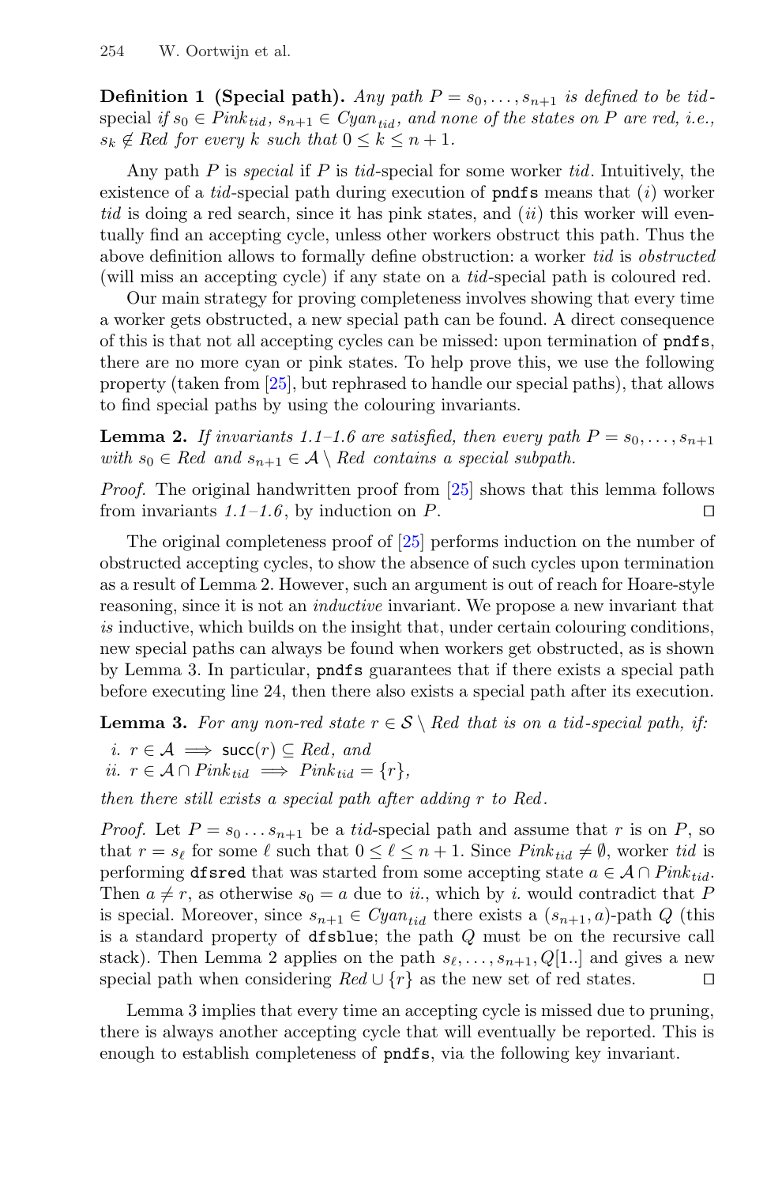**Definition 1 (Special path).** *Any path $P = s_0, \ldots, s_{n+1}$ is defined to be tid-*special *if $s_0 \in Pink_{tid}$, $s_{n+1} \in Cyan_{tid}$, and none of the states on $P$ are red, i.e., $s_k \notin Red$ for every $k$ such that $0 \leq k \leq n+1$.*

Any path $P$ is *special* if $P$ is *tid*-special for some worker *tid*. Intuitively, the existence of a *tid*-special path during execution of `pndfs` means that $(i)$ worker *tid* is doing a red search, since it has pink states, and $(ii)$ this worker will eventually find an accepting cycle, unless other workers obstruct this path. Thus the above definition allows to formally define obstruction: a worker *tid* is *obstructed* (will miss an accepting cycle) if any state on a *tid*-special path is coloured red.

Our main strategy for proving completeness involves showing that every time a worker gets obstructed, a new special path can be found. A direct consequence of this is that not all accepting cycles can be missed: upon termination of `pndfs`, there are no more cyan or pink states. To help prove this, we use the following property (taken from [25], but rephrased to handle our special paths), that allows to find special paths by using the colouring invariants.

**Lemma 2.** *If invariants 1.1–1.6 are satisfied, then every path $P = s_0, \ldots, s_{n+1}$ with $s_0 \in Red$ and $s_{n+1} \in \mathcal{A} \setminus Red$ contains a special subpath.*

*Proof.* The original handwritten proof from [25] shows that this lemma follows from invariants *1.1–1.6*, by induction on $P$. ◻

The original completeness proof of [25] performs induction on the number of obstructed accepting cycles, to show the absence of such cycles upon termination as a result of Lemma 2. However, such an argument is out of reach for Hoare-style reasoning, since it is not an *inductive* invariant. We propose a new invariant that *is* inductive, which builds on the insight that, under certain colouring conditions, new special paths can always be found when workers get obstructed, as is shown by Lemma 3. In particular, `pndfs` guarantees that if there exists a special path before executing line 24, then there also exists a special path after its execution.

**Lemma 3.** *For any non-red state $r \in \mathcal{S} \setminus Red$ that is on a tid-special path, if:*

*i.* $r \in \mathcal{A} \implies \mathsf{succ}(r) \subseteq Red$, *and*
*ii.* $r \in \mathcal{A} \cap Pink_{tid} \implies Pink_{tid} = \{r\}$,

*then there still exists a special path after adding $r$ to Red.*

*Proof.* Let $P = s_0 \ldots s_{n+1}$ be a *tid*-special path and assume that $r$ is on $P$, so that $r = s_\ell$ for some $\ell$ such that $0 \leq \ell \leq n+1$. Since $Pink_{tid} \neq \emptyset$, worker *tid* is performing `dfsred` that was started from some accepting state $a \in \mathcal{A} \cap Pink_{tid}$. Then $a \neq r$, as otherwise $s_0 = a$ due to *ii.*, which by *i.* would contradict that $P$ is special. Moreover, since $s_{n+1} \in Cyan_{tid}$ there exists a $(s_{n+1}, a)$-path $Q$ (this is a standard property of `dfsblue`; the path $Q$ must be on the recursive call stack). Then Lemma 2 applies on the path $s_\ell, \ldots, s_{n+1}, Q[1..]$ and gives a new special path when considering $Red \cup \{r\}$ as the new set of red states. ◻

Lemma 3 implies that every time an accepting cycle is missed due to pruning, there is always another accepting cycle that will eventually be reported. This is enough to establish completeness of `pndfs`, via the following key invariant.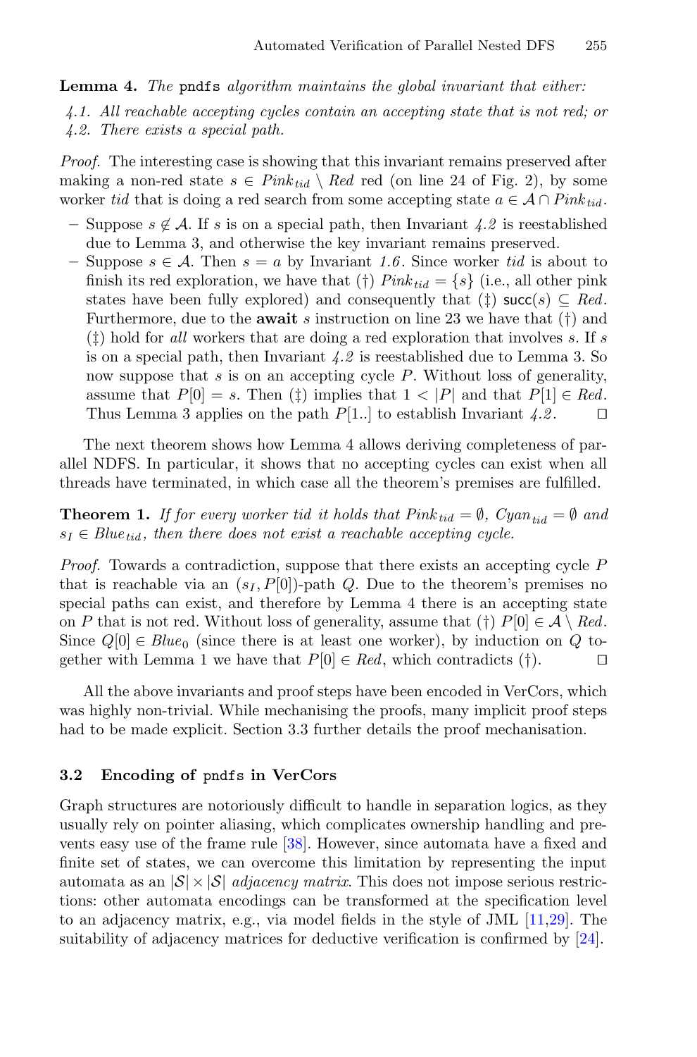**Lemma 4.** *The* pndfs *algorithm maintains the global invariant that either:*

*4.1. All reachable accepting cycles contain an accepting state that is not red; or*
*4.2. There exists a special path.*

*Proof.* The interesting case is showing that this invariant remains preserved after making a non-red state $s \in Pink_{tid} \setminus Red$ red (on line 24 of Fig. 2), by some worker *tid* that is doing a red search from some accepting state $a \in \mathcal{A} \cap Pink_{tid}$.

- Suppose $s \notin \mathcal{A}$. If $s$ is on a special path, then Invariant *4.2* is reestablished due to Lemma 3, and otherwise the key invariant remains preserved.
- Suppose $s \in \mathcal{A}$. Then $s = a$ by Invariant *1.6*. Since worker *tid* is about to finish its red exploration, we have that (†) $Pink_{tid} = \{s\}$ (i.e., all other pink states have been fully explored) and consequently that (‡) $\mathsf{succ}(s) \subseteq Red$. Furthermore, due to the **await** $s$ instruction on line 23 we have that (†) and (‡) hold for *all* workers that are doing a red exploration that involves $s$. If $s$ is on a special path, then Invariant *4.2* is reestablished due to Lemma 3. So now suppose that $s$ is on an accepting cycle $P$. Without loss of generality, assume that $P[0] = s$. Then (‡) implies that $1 < |P|$ and that $P[1] \in Red$. Thus Lemma 3 applies on the path $P[1..]$ to establish Invariant *4.2*. ◻

The next theorem shows how Lemma 4 allows deriving completeness of parallel NDFS. In particular, it shows that no accepting cycles can exist when all threads have terminated, in which case all the theorem's premises are fulfilled.

**Theorem 1.** *If for every worker tid it holds that $Pink_{tid} = \emptyset$, $Cyan_{tid} = \emptyset$ and $s_I \in Blue_{tid}$, then there does not exist a reachable accepting cycle.*

*Proof.* Towards a contradiction, suppose that there exists an accepting cycle $P$ that is reachable via an $(s_I, P[0])$-path $Q$. Due to the theorem's premises no special paths can exist, and therefore by Lemma 4 there is an accepting state on $P$ that is not red. Without loss of generality, assume that (†) $P[0] \in \mathcal{A} \setminus Red$. Since $Q[0] \in Blue_0$ (since there is at least one worker), by induction on $Q$ together with Lemma 1 we have that $P[0] \in Red$, which contradicts (†). ◻

All the above invariants and proof steps have been encoded in VerCors, which was highly non-trivial. While mechanising the proofs, many implicit proof steps had to be made explicit. Section 3.3 further details the proof mechanisation.

### 3.2 Encoding of pndfs in VerCors

Graph structures are notoriously difficult to handle in separation logics, as they usually rely on pointer aliasing, which complicates ownership handling and prevents easy use of the frame rule [38]. However, since automata have a fixed and finite set of states, we can overcome this limitation by representing the input automata as an $|\mathcal{S}| \times |\mathcal{S}|$ *adjacency matrix*. This does not impose serious restrictions: other automata encodings can be transformed at the specification level to an adjacency matrix, e.g., via model fields in the style of JML [11,29]. The suitability of adjacency matrices for deductive verification is confirmed by [24].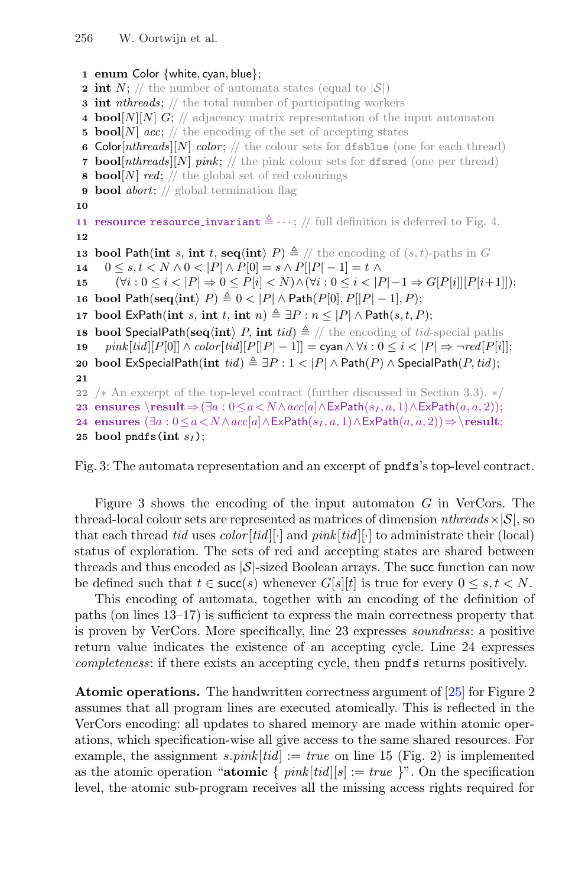```
1  enum Color {white, cyan, blue};
2  int N; // the number of automata states (equal to |S|)
3  int nthreads; // the total number of participating workers
4  bool[N][N] G; // adjacency matrix representation of the input automaton
5  bool[N] acc; // the encoding of the set of accepting states
6  Color[nthreads][N] color; // the colour sets for dfsblue (one for each thread)
7  bool[nthreads][N] pink; // the pink colour sets for dfsred (one per thread)
8  bool[N] red; // the global set of red colourings
9  bool abort; // global termination flag
10
11 resource resource_invariant ≜ ···; // full definition is deferred to Fig. 4.
12
13 bool Path(int s, int t, seq⟨int⟩ P) ≜ // the encoding of (s,t)-paths in G
14    0 ≤ s,t < N ∧ 0 < |P| ∧ P[0] = s ∧ P[|P| − 1] = t ∧
15      (∀i : 0 ≤ i < |P| ⇒ 0 ≤ P[i] < N)∧(∀i : 0 ≤ i < |P|−1 ⇒ G[P[i]][P[i+1]]);
16 bool Path(seq⟨int⟩ P) ≜ 0 < |P| ∧ Path(P[0], P[|P| − 1], P);
17 bool ExPath(int s, int t, int n) ≜ ∃P : n ≤ |P| ∧ Path(s,t,P);
18 bool SpecialPath(seq⟨int⟩ P, int tid) ≜ // the encoding of tid-special paths
19    pink[tid][P[0]] ∧ color[tid][P[|P| − 1]] = cyan ∧ ∀i : 0 ≤ i < |P| ⇒ ¬red[P[i]];
20 bool ExSpecialPath(int tid) ≜ ∃P : 1 < |P| ∧ Path(P) ∧ SpecialPath(P, tid);
21
22 /∗ An excerpt of the top-level contract (further discussed in Section 3.3). ∗/
23 ensures \result ⇒ (∃a : 0 ≤ a < N ∧ acc[a] ∧ ExPath(s_I, a, 1) ∧ ExPath(a, a, 2));
24 ensures (∃a : 0 ≤ a < N ∧ acc[a] ∧ ExPath(s_I, a, 1) ∧ ExPath(a, a, 2)) ⇒ \result;
25 bool pndfs(int s_I);
```

Fig. 3: The automata representation and an excerpt of pndfs's top-level contract.

Figure 3 shows the encoding of the input automaton $G$ in VerCors. The thread-local colour sets are represented as matrices of dimension $nthreads \times |\mathcal{S}|$, so that each thread $tid$ uses $color[tid][\cdot]$ and $pink[tid][\cdot]$ to administrate their (local) status of exploration. The sets of red and accepting states are shared between threads and thus encoded as $|\mathcal{S}|$-sized Boolean arrays. The succ function can now be defined such that $t \in \mathsf{succ}(s)$ whenever $G[s][t]$ is true for every $0 \leq s, t < N$.

This encoding of automata, together with an encoding of the definition of paths (on lines 13–17) is sufficient to express the main correctness property that is proven by VerCors. More specifically, line 23 expresses *soundness*: a positive return value indicates the existence of an accepting cycle. Line 24 expresses *completeness*: if there exists an accepting cycle, then pndfs returns positively.

**Atomic operations.** The handwritten correctness argument of [25] for Figure 2 assumes that all program lines are executed atomically. This is reflected in the VerCors encoding: all updates to shared memory are made within atomic operations, which specification-wise all give access to the same shared resources. For example, the assignment $s.pink[tid] := true$ on line 15 (Fig. 2) is implemented as the atomic operation "**atomic** { $pink[tid][s] := true$ }". On the specification level, the atomic sub-program receives all the missing access rights required for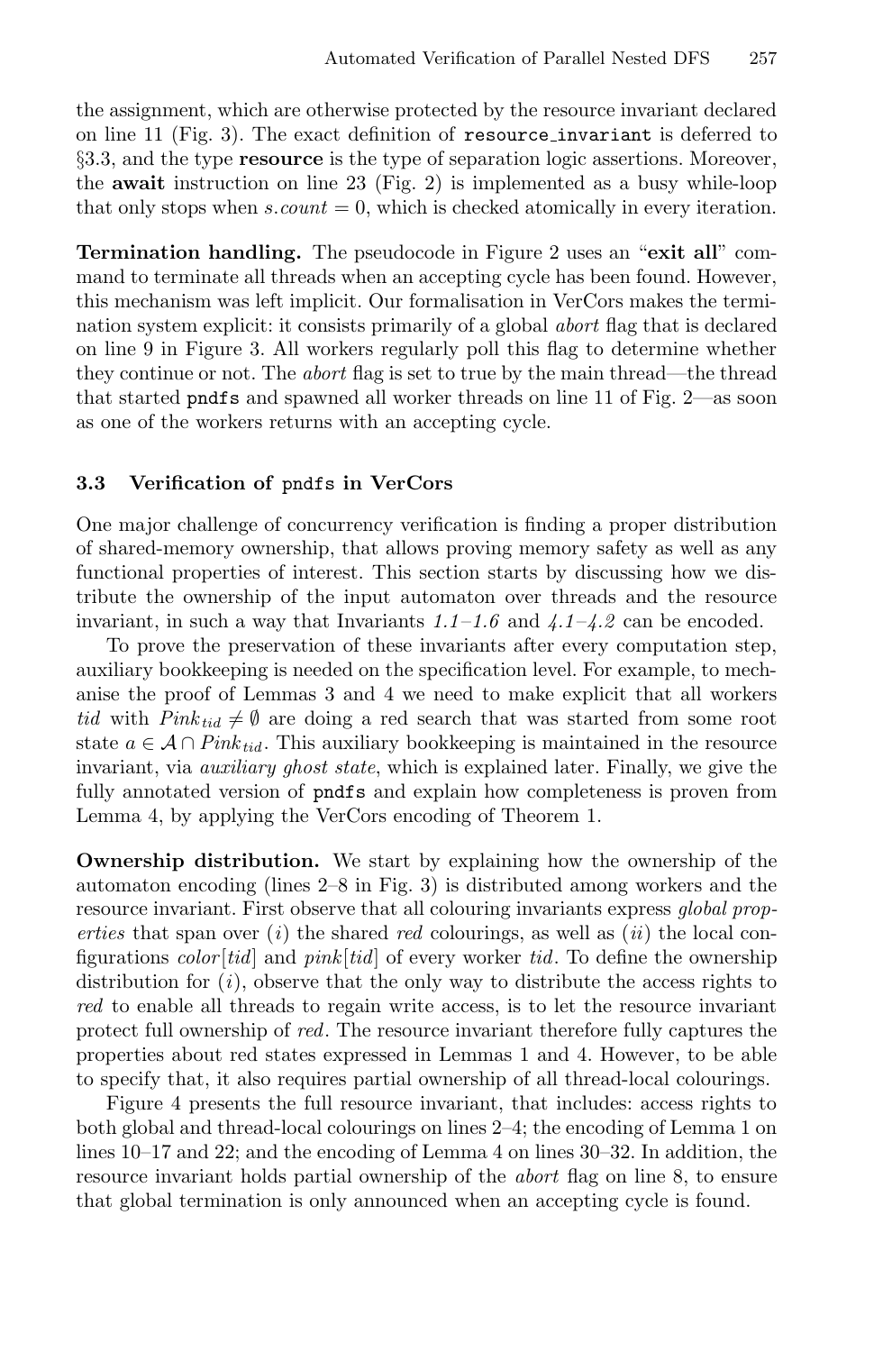the assignment, which are otherwise protected by the resource invariant declared on line 11 (Fig. 3). The exact definition of `resource_invariant` is deferred to §3.3, and the type **resource** is the type of separation logic assertions. Moreover, the **await** instruction on line 23 (Fig. 2) is implemented as a busy while-loop that only stops when $s.count = 0$, which is checked atomically in every iteration.

**Termination handling.** The pseudocode in Figure 2 uses an "**exit all**" command to terminate all threads when an accepting cycle has been found. However, this mechanism was left implicit. Our formalisation in VerCors makes the termination system explicit: it consists primarily of a global *abort* flag that is declared on line 9 in Figure 3. All workers regularly poll this flag to determine whether they continue or not. The *abort* flag is set to true by the main thread—the thread that started `pndfs` and spawned all worker threads on line 11 of Fig. 2—as soon as one of the workers returns with an accepting cycle.

### 3.3 Verification of `pndfs` in VerCors

One major challenge of concurrency verification is finding a proper distribution of shared-memory ownership, that allows proving memory safety as well as any functional properties of interest. This section starts by discussing how we distribute the ownership of the input automaton over threads and the resource invariant, in such a way that Invariants *1.1*–*1.6* and *4.1*–*4.2* can be encoded.

To prove the preservation of these invariants after every computation step, auxiliary bookkeeping is needed on the specification level. For example, to mechanise the proof of Lemmas 3 and 4 we need to make explicit that all workers *tid* with $Pink_{tid} \neq \emptyset$ are doing a red search that was started from some root state $a \in \mathcal{A} \cap Pink_{tid}$. This auxiliary bookkeeping is maintained in the resource invariant, via *auxiliary ghost state*, which is explained later. Finally, we give the fully annotated version of `pndfs` and explain how completeness is proven from Lemma 4, by applying the VerCors encoding of Theorem 1.

**Ownership distribution.** We start by explaining how the ownership of the automaton encoding (lines 2–8 in Fig. 3) is distributed among workers and the resource invariant. First observe that all colouring invariants express *global properties* that span over (*i*) the shared *red* colourings, as well as (*ii*) the local configurations *color*[*tid*] and *pink*[*tid*] of every worker *tid*. To define the ownership distribution for (*i*), observe that the only way to distribute the access rights to *red* to enable all threads to regain write access, is to let the resource invariant protect full ownership of *red*. The resource invariant therefore fully captures the properties about red states expressed in Lemmas 1 and 4. However, to be able to specify that, it also requires partial ownership of all thread-local colourings.

Figure 4 presents the full resource invariant, that includes: access rights to both global and thread-local colourings on lines 2–4; the encoding of Lemma 1 on lines 10–17 and 22; and the encoding of Lemma 4 on lines 30–32. In addition, the resource invariant holds partial ownership of the *abort* flag on line 8, to ensure that global termination is only announced when an accepting cycle is found.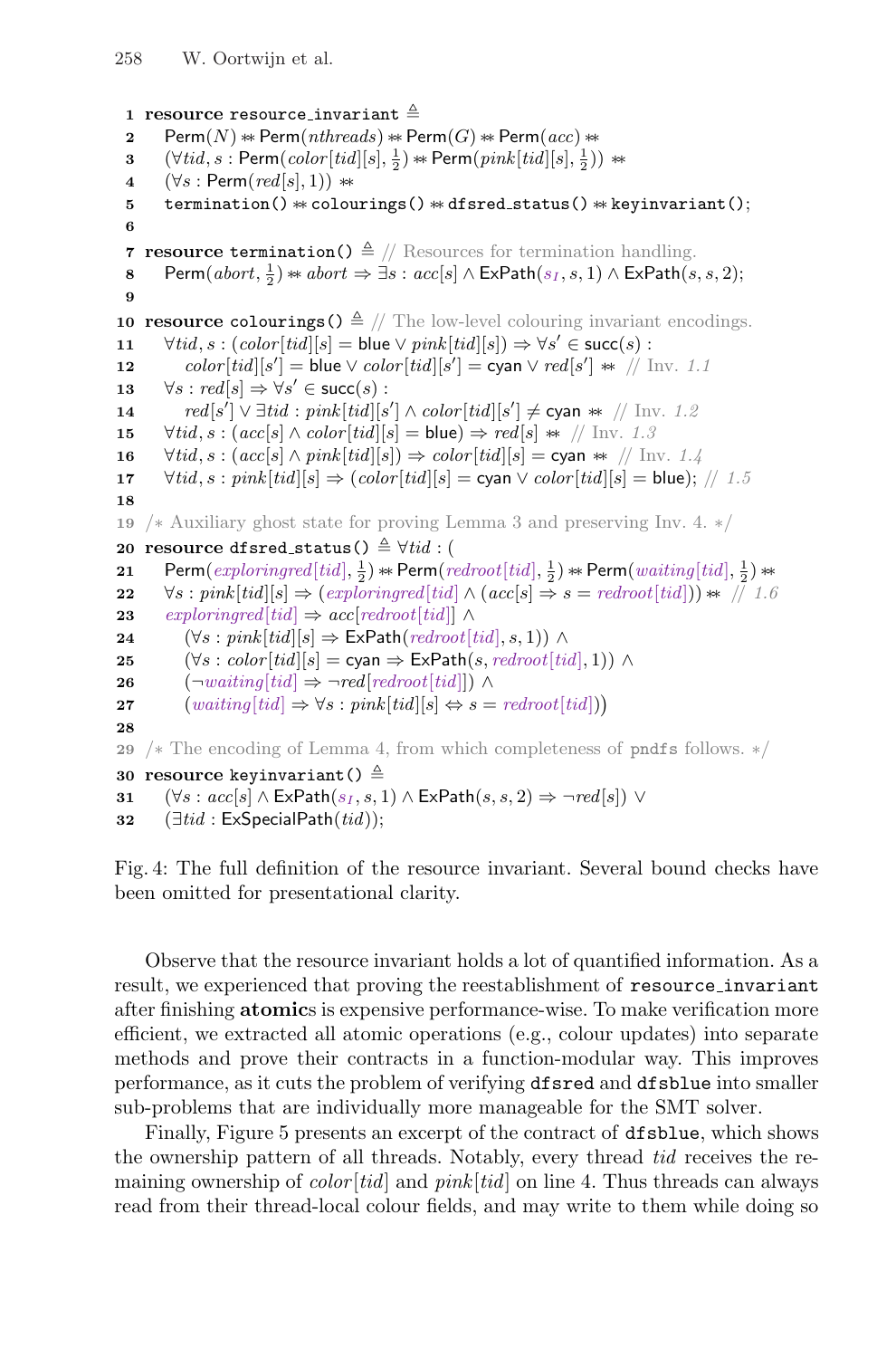```
1  resource resource_invariant ≜
2    Perm(N) ∗∗ Perm(nthreads) ∗∗ Perm(G) ∗∗ Perm(acc) ∗∗
3    (∀tid, s : Perm(color[tid][s], 1/2) ∗∗ Perm(pink[tid][s], 1/2)) ∗∗
4    (∀s : Perm(red[s], 1)) ∗∗
5    termination() ∗∗ colourings() ∗∗ dfsred_status() ∗∗ keyinvariant();
6
7  resource termination() ≜ // Resources for termination handling.
8    Perm(abort, 1/2) ∗∗ abort ⇒ ∃s : acc[s] ∧ ExPath(s_I, s, 1) ∧ ExPath(s, s, 2);
9
10 resource colourings() ≜ // The low-level colouring invariant encodings.
11   ∀tid, s : (color[tid][s] = blue ∨ pink[tid][s]) ⇒ ∀s′ ∈ succ(s) :
12     color[tid][s′] = blue ∨ color[tid][s′] = cyan ∨ red[s′] ∗∗  // Inv. 1.1
13   ∀s : red[s] ⇒ ∀s′ ∈ succ(s) :
14     red[s′] ∨ ∃tid : pink[tid][s′] ∧ color[tid][s′] ≠ cyan ∗∗  // Inv. 1.2
15   ∀tid, s : (acc[s] ∧ color[tid][s] = blue) ⇒ red[s] ∗∗  // Inv. 1.3
16   ∀tid, s : (acc[s] ∧ pink[tid][s]) ⇒ color[tid][s] = cyan ∗∗  // Inv. 1.4
17   ∀tid, s : pink[tid][s] ⇒ (color[tid][s] = cyan ∨ color[tid][s] = blue); // 1.5
18
19 /∗ Auxiliary ghost state for proving Lemma 3 and preserving Inv. 4. ∗/
20 resource dfsred_status() ≜ ∀tid : (
21   Perm(exploringred[tid], 1/2) ∗∗ Perm(redroot[tid], 1/2) ∗∗ Perm(waiting[tid], 1/2) ∗∗
22   ∀s : pink[tid][s] ⇒ (exploringred[tid] ∧ (acc[s] ⇒ s = redroot[tid])) ∗∗  // 1.6
23   exploringred[tid] ⇒ acc[redroot[tid]] ∧
24     (∀s : pink[tid][s] ⇒ ExPath(redroot[tid], s, 1)) ∧
25     (∀s : color[tid][s] = cyan ⇒ ExPath(s, redroot[tid], 1)) ∧
26     (¬waiting[tid] ⇒ ¬red[redroot[tid]]) ∧
27     (waiting[tid] ⇒ ∀s : pink[tid][s] ⇔ s = redroot[tid]))
28
29 /∗ The encoding of Lemma 4, from which completeness of pndfs follows. ∗/
30 resource keyinvariant() ≜
31   (∀s : acc[s] ∧ ExPath(s_I, s, 1) ∧ ExPath(s, s, 2) ⇒ ¬red[s]) ∨
32   (∃tid : ExSpecialPath(tid));
```

Fig. 4: The full definition of the resource invariant. Several bound checks have been omitted for presentational clarity.

Observe that the resource invariant holds a lot of quantified information. As a result, we experienced that proving the reestablishment of `resource_invariant` after finishing **atomic**s is expensive performance-wise. To make verification more efficient, we extracted all atomic operations (e.g., colour updates) into separate methods and prove their contracts in a function-modular way. This improves performance, as it cuts the problem of verifying `dfsred` and `dfsblue` into smaller sub-problems that are individually more manageable for the SMT solver.

Finally, Figure 5 presents an excerpt of the contract of `dfsblue`, which shows the ownership pattern of all threads. Notably, every thread *tid* receives the remaining ownership of *color*[*tid*] and *pink*[*tid*] on line 4. Thus threads can always read from their thread-local colour fields, and may write to them while doing so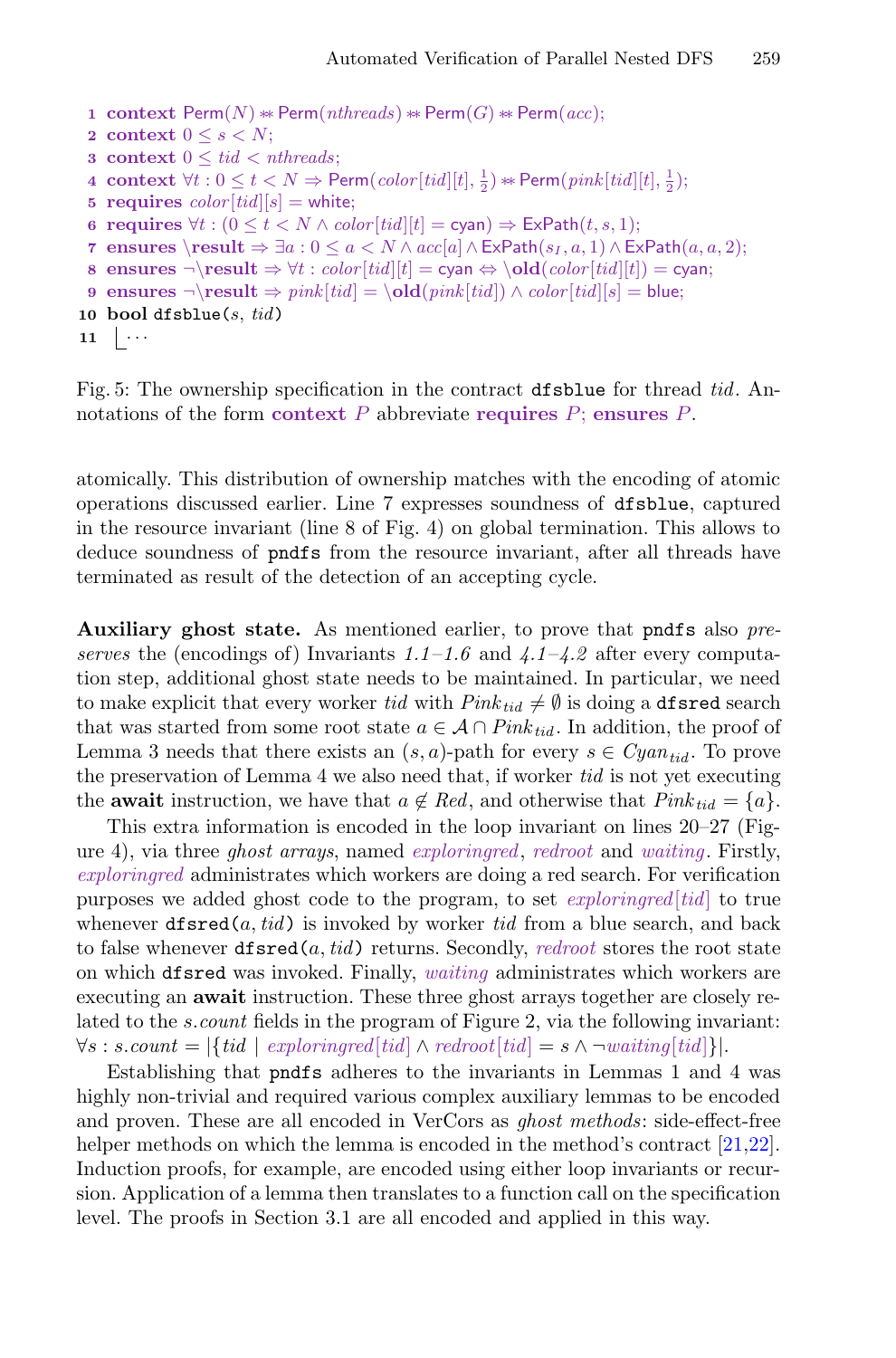```
1  context Perm(N) ∗∗ Perm(nthreads) ∗∗ Perm(G) ∗∗ Perm(acc);
2  context 0 ≤ s < N;
3  context 0 ≤ tid < nthreads;
4  context ∀t : 0 ≤ t < N ⇒ Perm(color[tid][t], 1/2) ∗∗ Perm(pink[tid][t], 1/2);
5  requires color[tid][s] = white;
6  requires ∀t : (0 ≤ t < N ∧ color[tid][t] = cyan) ⇒ ExPath(t, s, 1);
7  ensures \result ⇒ ∃a : 0 ≤ a < N ∧ acc[a] ∧ ExPath(s_I, a, 1) ∧ ExPath(a, a, 2);
8  ensures ¬\result ⇒ ∀t : color[tid][t] = cyan ⇔ \old(color[tid][t]) = cyan;
9  ensures ¬\result ⇒ pink[tid] = \old(pink[tid]) ∧ color[tid][s] = blue;
10 bool dfsblue(s, tid)
11   ...
```

Fig. 5: The ownership specification in the contract `dfsblue` for thread $tid$. Annotations of the form **context** $P$ abbreviate **requires** $P$; **ensures** $P$.

atomically. This distribution of ownership matches with the encoding of atomic operations discussed earlier. Line 7 expresses soundness of `dfsblue`, captured in the resource invariant (line 8 of Fig. 4) on global termination. This allows to deduce soundness of `pndfs` from the resource invariant, after all threads have terminated as result of the detection of an accepting cycle.

**Auxiliary ghost state.** As mentioned earlier, to prove that `pndfs` also *preserves* the (encodings of) Invariants *1.1–1.6* and *4.1–4.2* after every computation step, additional ghost state needs to be maintained. In particular, we need to make explicit that every worker $tid$ with $Pink_{tid} \neq \emptyset$ is doing a `dfsred` search that was started from some root state $a \in \mathcal{A} \cap Pink_{tid}$. In addition, the proof of Lemma 3 needs that there exists an $(s, a)$-path for every $s \in Cyan_{tid}$. To prove the preservation of Lemma 4 we also need that, if worker $tid$ is not yet executing the **await** instruction, we have that $a \notin Red$, and otherwise that $Pink_{tid} = \{a\}$.

This extra information is encoded in the loop invariant on lines 20–27 (Figure 4), via three *ghost arrays*, named *exploringred*, *redroot* and *waiting*. Firstly, *exploringred* administrates which workers are doing a red search. For verification purposes we added ghost code to the program, to set $exploringred[tid]$ to true whenever `dfsred(a, tid)` is invoked by worker $tid$ from a blue search, and back to false whenever `dfsred(a, tid)` returns. Secondly, *redroot* stores the root state on which `dfsred` was invoked. Finally, *waiting* administrates which workers are executing an **await** instruction. These three ghost arrays together are closely related to the $s.count$ fields in the program of Figure 2, via the following invariant: $\forall s : s.count = |\{tid \mid exploringred[tid] \wedge redroot[tid] = s \wedge \neg waiting[tid]\}|$.

Establishing that `pndfs` adheres to the invariants in Lemmas 1 and 4 was highly non-trivial and required various complex auxiliary lemmas to be encoded and proven. These are all encoded in VerCors as *ghost methods*: side-effect-free helper methods on which the lemma is encoded in the method's contract [21,22]. Induction proofs, for example, are encoded using either loop invariants or recursion. Application of a lemma then translates to a function call on the specification level. The proofs in Section 3.1 are all encoded and applied in this way.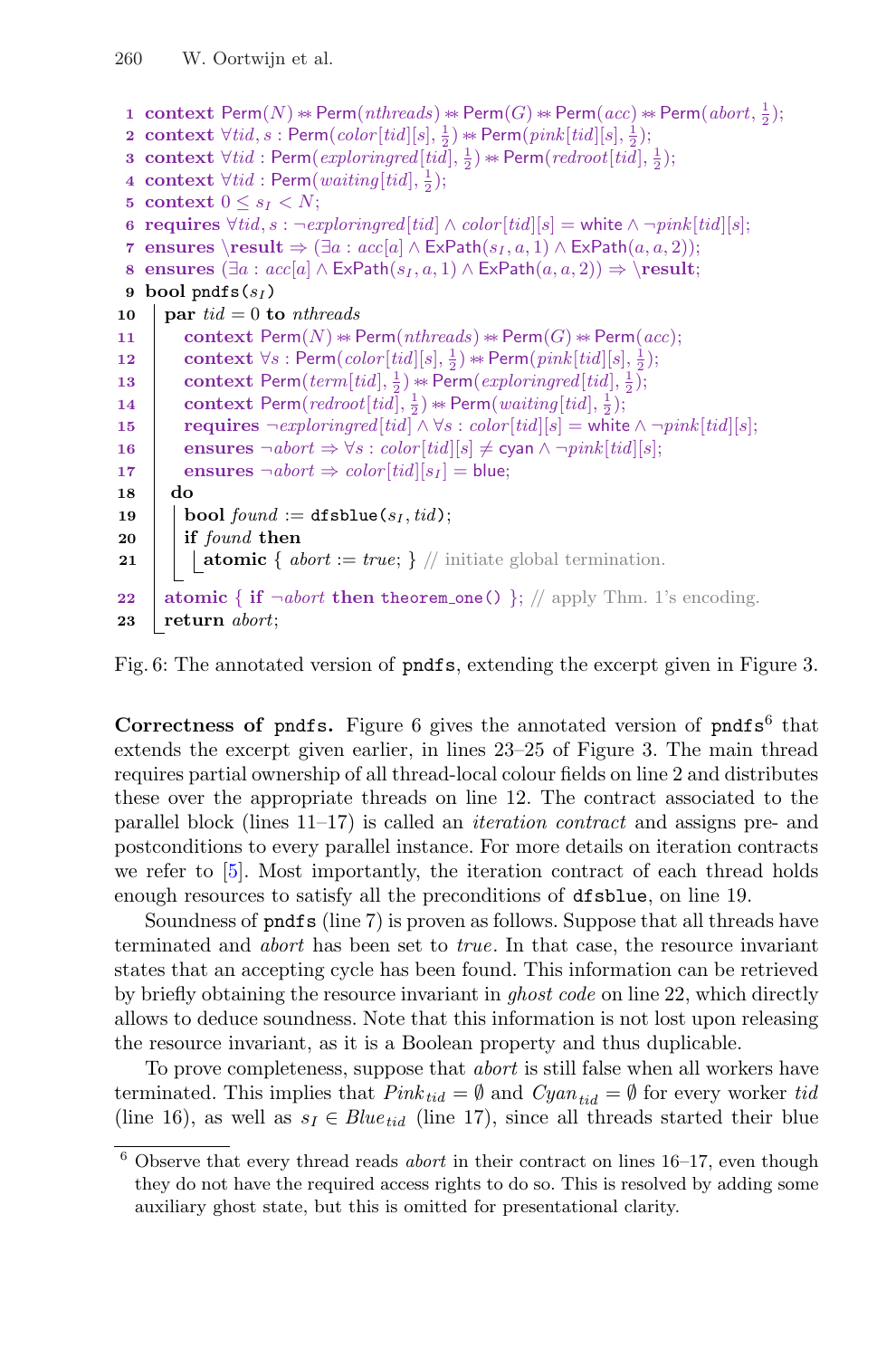```
1  context Perm(N) ∗∗ Perm(nthreads) ∗∗ Perm(G) ∗∗ Perm(acc) ∗∗ Perm(abort, 1/2);
2  context ∀tid, s : Perm(color[tid][s], 1/2) ∗∗ Perm(pink[tid][s], 1/2);
3  context ∀tid : Perm(exploringred[tid], 1/2) ∗∗ Perm(redroot[tid], 1/2);
4  context ∀tid : Perm(waiting[tid], 1/2);
5  context 0 ≤ s_I < N;
6  requires ∀tid, s : ¬exploringred[tid] ∧ color[tid][s] = white ∧ ¬pink[tid][s];
7  ensures \result ⇒ (∃a : acc[a] ∧ ExPath(s_I, a, 1) ∧ ExPath(a, a, 2));
8  ensures (∃a : acc[a] ∧ ExPath(s_I, a, 1) ∧ ExPath(a, a, 2)) ⇒ \result;
9  bool pndfs(s_I)
10   par tid = 0 to nthreads
11     context Perm(N) ∗∗ Perm(nthreads) ∗∗ Perm(G) ∗∗ Perm(acc);
12     context ∀s : Perm(color[tid][s], 1/2) ∗∗ Perm(pink[tid][s], 1/2);
13     context Perm(term[tid], 1/2) ∗∗ Perm(exploringred[tid], 1/2);
14     context Perm(redroot[tid], 1/2) ∗∗ Perm(waiting[tid], 1/2);
15     requires ¬exploringred[tid] ∧ ∀s : color[tid][s] = white ∧ ¬pink[tid][s];
16     ensures ¬abort ⇒ ∀s : color[tid][s] ≠ cyan ∧ ¬pink[tid][s];
17     ensures ¬abort ⇒ color[tid][s_I] = blue;
18   do
19     bool found := dfsblue(s_I, tid);
20     if found then
21       atomic { abort := true; } // initiate global termination.
22   atomic { if ¬abort then theorem_one() }; // apply Thm. 1's encoding.
23   return abort;
```

Fig. 6: The annotated version of pndfs, extending the excerpt given in Figure 3.

**Correctness of pndfs.** Figure 6 gives the annotated version of pndfs[6] that extends the excerpt given earlier, in lines 23–25 of Figure 3. The main thread requires partial ownership of all thread-local colour fields on line 2 and distributes these over the appropriate threads on line 12. The contract associated to the parallel block (lines 11–17) is called an *iteration contract* and assigns pre- and postconditions to every parallel instance. For more details on iteration contracts we refer to [5]. Most importantly, the iteration contract of each thread holds enough resources to satisfy all the preconditions of dfsblue, on line 19.

Soundness of pndfs (line 7) is proven as follows. Suppose that all threads have terminated and *abort* has been set to *true*. In that case, the resource invariant states that an accepting cycle has been found. This information can be retrieved by briefly obtaining the resource invariant in *ghost code* on line 22, which directly allows to deduce soundness. Note that this information is not lost upon releasing the resource invariant, as it is a Boolean property and thus duplicable.

To prove completeness, suppose that *abort* is still false when all workers have terminated. This implies that $Pink_{tid} = \emptyset$ and $Cyan_{tid} = \emptyset$ for every worker *tid* (line 16), as well as $s_I \in Blue_{tid}$ (line 17), since all threads started their blue

[6] Observe that every thread reads *abort* in their contract on lines 16–17, even though they do not have the required access rights to do so. This is resolved by adding some auxiliary ghost state, but this is omitted for presentational clarity.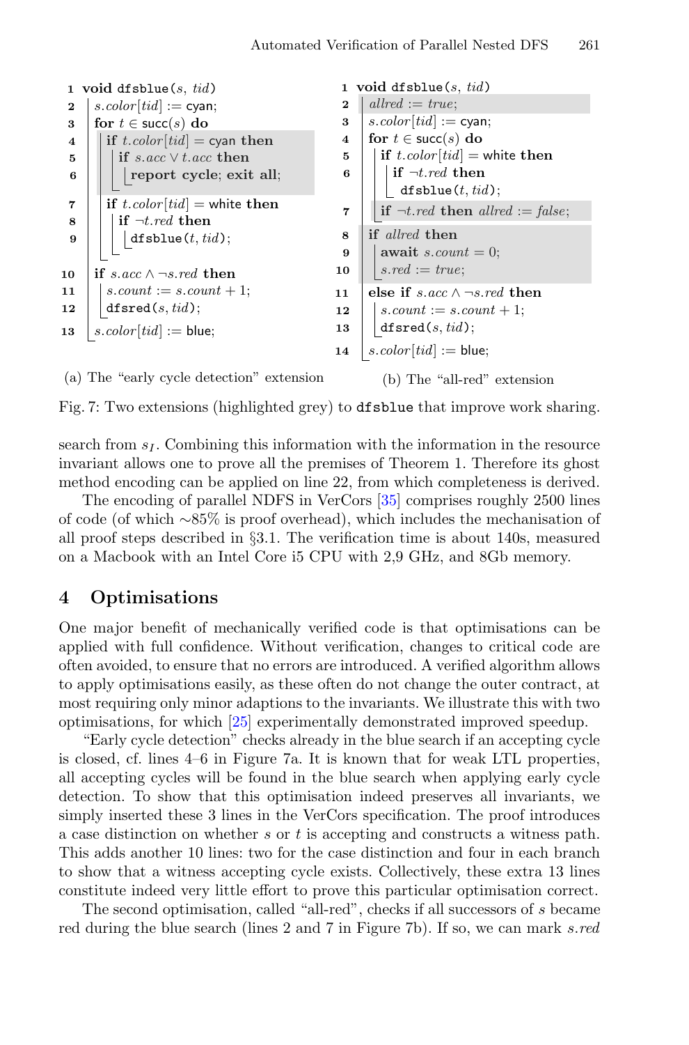```
1  void dfsblue(s, tid)
2    s.color[tid] := cyan;
3    for t ∈ succ(s) do
4      if t.color[tid] = cyan then
5        if s.acc ∨ t.acc then
6          report cycle; exit all;
7      if t.color[tid] = white then
8        if ¬t.red then
9          dfsblue(t, tid);
10   if s.acc ∧ ¬s.red then
11     s.count := s.count + 1;
12     dfsred(s, tid);
13   s.color[tid] := blue;
```

(a) The “early cycle detection” extension

```
1  void dfsblue(s, tid)
2    allred := true;
3    s.color[tid] := cyan;
4    for t ∈ succ(s) do
5      if t.color[tid] = white then
6        if ¬t.red then
             dfsblue(t, tid);
7      if ¬t.red then allred := false;
8    if allred then
9      await s.count = 0;
10     s.red := true;
11   else if s.acc ∧ ¬s.red then
12     s.count := s.count + 1;
13     dfsred(s, tid);
14   s.color[tid] := blue;
```

(b) The “all-red” extension

Fig. 7: Two extensions (highlighted grey) to dfsblue that improve work sharing.

search from $s_I$. Combining this information with the information in the resource invariant allows one to prove all the premises of Theorem 1. Therefore its ghost method encoding can be applied on line 22, from which completeness is derived.

The encoding of parallel NDFS in VerCors [35] comprises roughly 2500 lines of code (of which ∼85% is proof overhead), which includes the mechanisation of all proof steps described in §3.1. The verification time is about 140s, measured on a Macbook with an Intel Core i5 CPU with 2,9 GHz, and 8Gb memory.

## 4 Optimisations

One major benefit of mechanically verified code is that optimisations can be applied with full confidence. Without verification, changes to critical code are often avoided, to ensure that no errors are introduced. A verified algorithm allows to apply optimisations easily, as these often do not change the outer contract, at most requiring only minor adaptions to the invariants. We illustrate this with two optimisations, for which [25] experimentally demonstrated improved speedup.

“Early cycle detection” checks already in the blue search if an accepting cycle is closed, cf. lines 4–6 in Figure 7a. It is known that for weak LTL properties, all accepting cycles will be found in the blue search when applying early cycle detection. To show that this optimisation indeed preserves all invariants, we simply inserted these 3 lines in the VerCors specification. The proof introduces a case distinction on whether $s$ or $t$ is accepting and constructs a witness path. This adds another 10 lines: two for the case distinction and four in each branch to show that a witness accepting cycle exists. Collectively, these extra 13 lines constitute indeed very little effort to prove this particular optimisation correct.

The second optimisation, called “all-red”, checks if all successors of $s$ became red during the blue search (lines 2 and 7 in Figure 7b). If so, we can mark *s.red*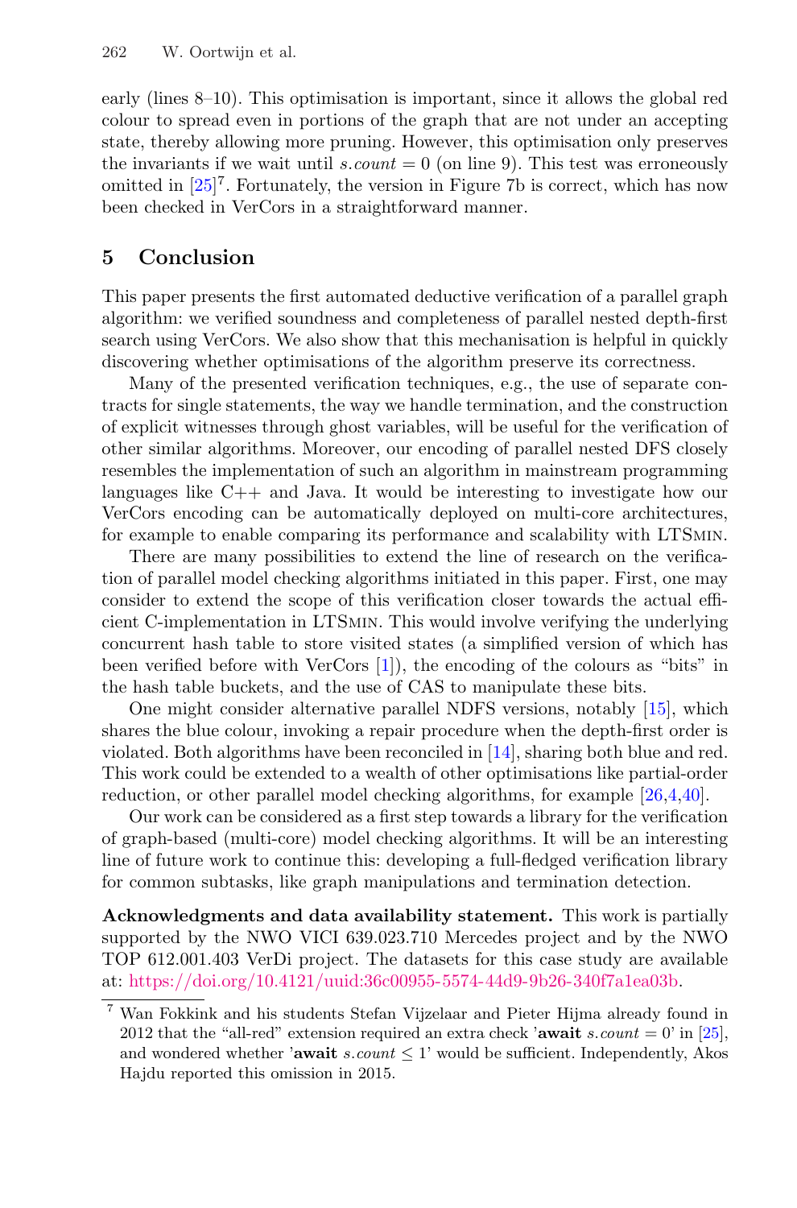early (lines 8–10). This optimisation is important, since it allows the global red colour to spread even in portions of the graph that are not under an accepting state, thereby allowing more pruning. However, this optimisation only preserves the invariants if we wait until $s.count = 0$ (on line 9). This test was erroneously omitted in [25][7]. Fortunately, the version in Figure 7b is correct, which has now been checked in VerCors in a straightforward manner.

## 5 Conclusion

This paper presents the first automated deductive verification of a parallel graph algorithm: we verified soundness and completeness of parallel nested depth-first search using VerCors. We also show that this mechanisation is helpful in quickly discovering whether optimisations of the algorithm preserve its correctness.

Many of the presented verification techniques, e.g., the use of separate contracts for single statements, the way we handle termination, and the construction of explicit witnesses through ghost variables, will be useful for the verification of other similar algorithms. Moreover, our encoding of parallel nested DFS closely resembles the implementation of such an algorithm in mainstream programming languages like C++ and Java. It would be interesting to investigate how our VerCors encoding can be automatically deployed on multi-core architectures, for example to enable comparing its performance and scalability with LTSmin.

There are many possibilities to extend the line of research on the verification of parallel model checking algorithms initiated in this paper. First, one may consider to extend the scope of this verification closer towards the actual efficient C-implementation in LTSmin. This would involve verifying the underlying concurrent hash table to store visited states (a simplified version of which has been verified before with VerCors [1]), the encoding of the colours as "bits" in the hash table buckets, and the use of CAS to manipulate these bits.

One might consider alternative parallel NDFS versions, notably [15], which shares the blue colour, invoking a repair procedure when the depth-first order is violated. Both algorithms have been reconciled in [14], sharing both blue and red. This work could be extended to a wealth of other optimisations like partial-order reduction, or other parallel model checking algorithms, for example [26,4,40].

Our work can be considered as a first step towards a library for the verification of graph-based (multi-core) model checking algorithms. It will be an interesting line of future work to continue this: developing a full-fledged verification library for common subtasks, like graph manipulations and termination detection.

**Acknowledgments and data availability statement.** This work is partially supported by the NWO VICI 639.023.710 Mercedes project and by the NWO TOP 612.001.403 VerDi project. The datasets for this case study are available at: https://doi.org/10.4121/uuid:36c00955-5574-44d9-9b26-340f7a1ea03b.

[7] Wan Fokkink and his students Stefan Vijzelaar and Pieter Hijma already found in 2012 that the "all-red" extension required an extra check '**await** $s.count = 0$' in [25], and wondered whether '**await** $s.count \leq 1$' would be sufficient. Independently, Akos Hajdu reported this omission in 2015.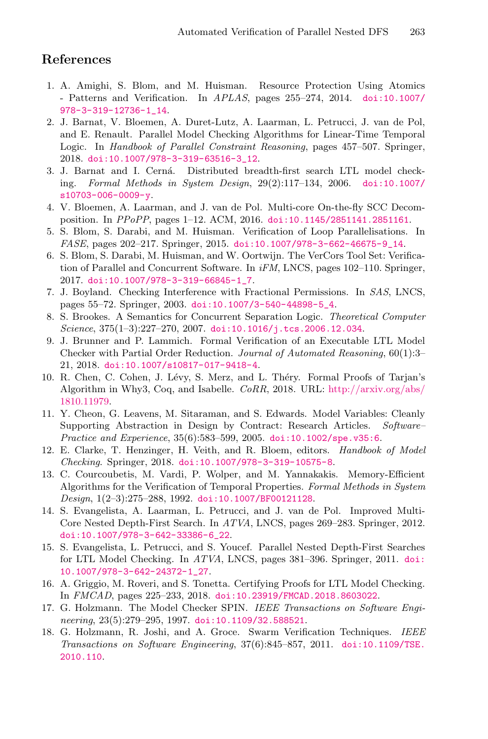## References

1. A. Amighi, S. Blom, and M. Huisman. Resource Protection Using Atomics - Patterns and Verification. In *APLAS*, pages 255–274, 2014. doi:10.1007/978-3-319-12736-1_14.
2. J. Barnat, V. Bloemen, A. Duret-Lutz, A. Laarman, L. Petrucci, J. van de Pol, and E. Renault. Parallel Model Checking Algorithms for Linear-Time Temporal Logic. In *Handbook of Parallel Constraint Reasoning*, pages 457–507. Springer, 2018. doi:10.1007/978-3-319-63516-3_12.
3. J. Barnat and I. Cerná. Distributed breadth-first search LTL model checking. *Formal Methods in System Design*, 29(2):117–134, 2006. doi:10.1007/s10703-006-0009-y.
4. V. Bloemen, A. Laarman, and J. van de Pol. Multi-core On-the-fly SCC Decomposition. In *PPoPP*, pages 1–12. ACM, 2016. doi:10.1145/2851141.2851161.
5. S. Blom, S. Darabi, and M. Huisman. Verification of Loop Parallelisations. In *FASE*, pages 202–217. Springer, 2015. doi:10.1007/978-3-662-46675-9_14.
6. S. Blom, S. Darabi, M. Huisman, and W. Oortwijn. The VerCors Tool Set: Verification of Parallel and Concurrent Software. In *iFM*, LNCS, pages 102–110. Springer, 2017. doi:10.1007/978-3-319-66845-1_7.
7. J. Boyland. Checking Interference with Fractional Permissions. In *SAS*, LNCS, pages 55–72. Springer, 2003. doi:10.1007/3-540-44898-5_4.
8. S. Brookes. A Semantics for Concurrent Separation Logic. *Theoretical Computer Science*, 375(1–3):227–270, 2007. doi:10.1016/j.tcs.2006.12.034.
9. J. Brunner and P. Lammich. Formal Verification of an Executable LTL Model Checker with Partial Order Reduction. *Journal of Automated Reasoning*, 60(1):3–21, 2018. doi:10.1007/s10817-017-9418-4.
10. R. Chen, C. Cohen, J. Lévy, S. Merz, and L. Théry. Formal Proofs of Tarjan's Algorithm in Why3, Coq, and Isabelle. *CoRR*, 2018. URL: http://arxiv.org/abs/1810.11979.
11. Y. Cheon, G. Leavens, M. Sitaraman, and S. Edwards. Model Variables: Cleanly Supporting Abstraction in Design by Contract: Research Articles. *Software–Practice and Experience*, 35(6):583–599, 2005. doi:10.1002/spe.v35:6.
12. E. Clarke, T. Henzinger, H. Veith, and R. Bloem, editors. *Handbook of Model Checking*. Springer, 2018. doi:10.1007/978-3-319-10575-8.
13. C. Courcoubetis, M. Vardi, P. Wolper, and M. Yannakakis. Memory-Efficient Algorithms for the Verification of Temporal Properties. *Formal Methods in System Design*, 1(2–3):275–288, 1992. doi:10.1007/BF00121128.
14. S. Evangelista, A. Laarman, L. Petrucci, and J. van de Pol. Improved Multi-Core Nested Depth-First Search. In *ATVA*, LNCS, pages 269–283. Springer, 2012. doi:10.1007/978-3-642-33386-6_22.
15. S. Evangelista, L. Petrucci, and S. Youcef. Parallel Nested Depth-First Searches for LTL Model Checking. In *ATVA*, LNCS, pages 381–396. Springer, 2011. doi:10.1007/978-3-642-24372-1_27.
16. A. Griggio, M. Roveri, and S. Tonetta. Certifying Proofs for LTL Model Checking. In *FMCAD*, pages 225–233, 2018. doi:10.23919/FMCAD.2018.8603022.
17. G. Holzmann. The Model Checker SPIN. *IEEE Transactions on Software Engineering*, 23(5):279–295, 1997. doi:10.1109/32.588521.
18. G. Holzmann, R. Joshi, and A. Groce. Swarm Verification Techniques. *IEEE Transactions on Software Engineering*, 37(6):845–857, 2011. doi:10.1109/TSE.2010.110.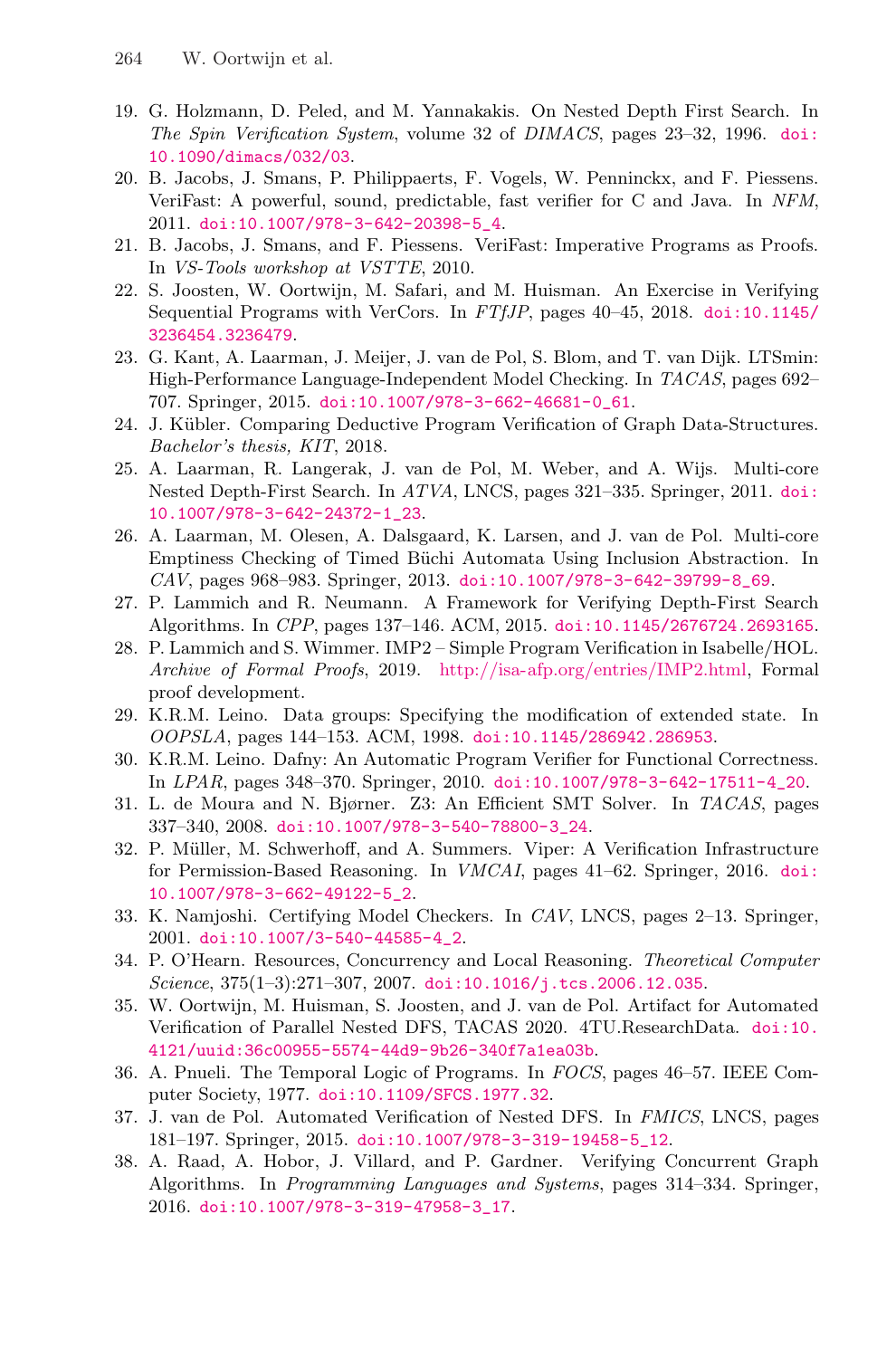19. G. Holzmann, D. Peled, and M. Yannakakis. On Nested Depth First Search. In *The Spin Verification System*, volume 32 of *DIMACS*, pages 23–32, 1996. doi:10.1090/dimacs/032/03.
20. B. Jacobs, J. Smans, P. Philippaerts, F. Vogels, W. Penninckx, and F. Piessens. VeriFast: A powerful, sound, predictable, fast verifier for C and Java. In *NFM*, 2011. doi:10.1007/978-3-642-20398-5_4.
21. B. Jacobs, J. Smans, and F. Piessens. VeriFast: Imperative Programs as Proofs. In *VS-Tools workshop at VSTTE*, 2010.
22. S. Joosten, W. Oortwijn, M. Safari, and M. Huisman. An Exercise in Verifying Sequential Programs with VerCors. In *FTfJP*, pages 40–45, 2018. doi:10.1145/3236454.3236479.
23. G. Kant, A. Laarman, J. Meijer, J. van de Pol, S. Blom, and T. van Dijk. LTSmin: High-Performance Language-Independent Model Checking. In *TACAS*, pages 692–707. Springer, 2015. doi:10.1007/978-3-662-46681-0_61.
24. J. Kübler. Comparing Deductive Program Verification of Graph Data-Structures. *Bachelor's thesis, KIT*, 2018.
25. A. Laarman, R. Langerak, J. van de Pol, M. Weber, and A. Wijs. Multi-core Nested Depth-First Search. In *ATVA*, LNCS, pages 321–335. Springer, 2011. doi:10.1007/978-3-642-24372-1_23.
26. A. Laarman, M. Olesen, A. Dalsgaard, K. Larsen, and J. van de Pol. Multi-core Emptiness Checking of Timed Büchi Automata Using Inclusion Abstraction. In *CAV*, pages 968–983. Springer, 2013. doi:10.1007/978-3-642-39799-8_69.
27. P. Lammich and R. Neumann. A Framework for Verifying Depth-First Search Algorithms. In *CPP*, pages 137–146. ACM, 2015. doi:10.1145/2676724.2693165.
28. P. Lammich and S. Wimmer. IMP2 – Simple Program Verification in Isabelle/HOL. *Archive of Formal Proofs*, 2019. http://isa-afp.org/entries/IMP2.html, Formal proof development.
29. K.R.M. Leino. Data groups: Specifying the modification of extended state. In *OOPSLA*, pages 144–153. ACM, 1998. doi:10.1145/286942.286953.
30. K.R.M. Leino. Dafny: An Automatic Program Verifier for Functional Correctness. In *LPAR*, pages 348–370. Springer, 2010. doi:10.1007/978-3-642-17511-4_20.
31. L. de Moura and N. Bjørner. Z3: An Efficient SMT Solver. In *TACAS*, pages 337–340, 2008. doi:10.1007/978-3-540-78800-3_24.
32. P. Müller, M. Schwerhoff, and A. Summers. Viper: A Verification Infrastructure for Permission-Based Reasoning. In *VMCAI*, pages 41–62. Springer, 2016. doi:10.1007/978-3-662-49122-5_2.
33. K. Namjoshi. Certifying Model Checkers. In *CAV*, LNCS, pages 2–13. Springer, 2001. doi:10.1007/3-540-44585-4_2.
34. P. O'Hearn. Resources, Concurrency and Local Reasoning. *Theoretical Computer Science*, 375(1–3):271–307, 2007. doi:10.1016/j.tcs.2006.12.035.
35. W. Oortwijn, M. Huisman, S. Joosten, and J. van de Pol. Artifact for Automated Verification of Parallel Nested DFS, TACAS 2020. 4TU.ResearchData. doi:10.4121/uuid:36c00955-5574-44d9-9b26-340f7a1ea03b.
36. A. Pnueli. The Temporal Logic of Programs. In *FOCS*, pages 46–57. IEEE Computer Society, 1977. doi:10.1109/SFCS.1977.32.
37. J. van de Pol. Automated Verification of Nested DFS. In *FMICS*, LNCS, pages 181–197. Springer, 2015. doi:10.1007/978-3-319-19458-5_12.
38. A. Raad, A. Hobor, J. Villard, and P. Gardner. Verifying Concurrent Graph Algorithms. In *Programming Languages and Systems*, pages 314–334. Springer, 2016. doi:10.1007/978-3-319-47958-3_17.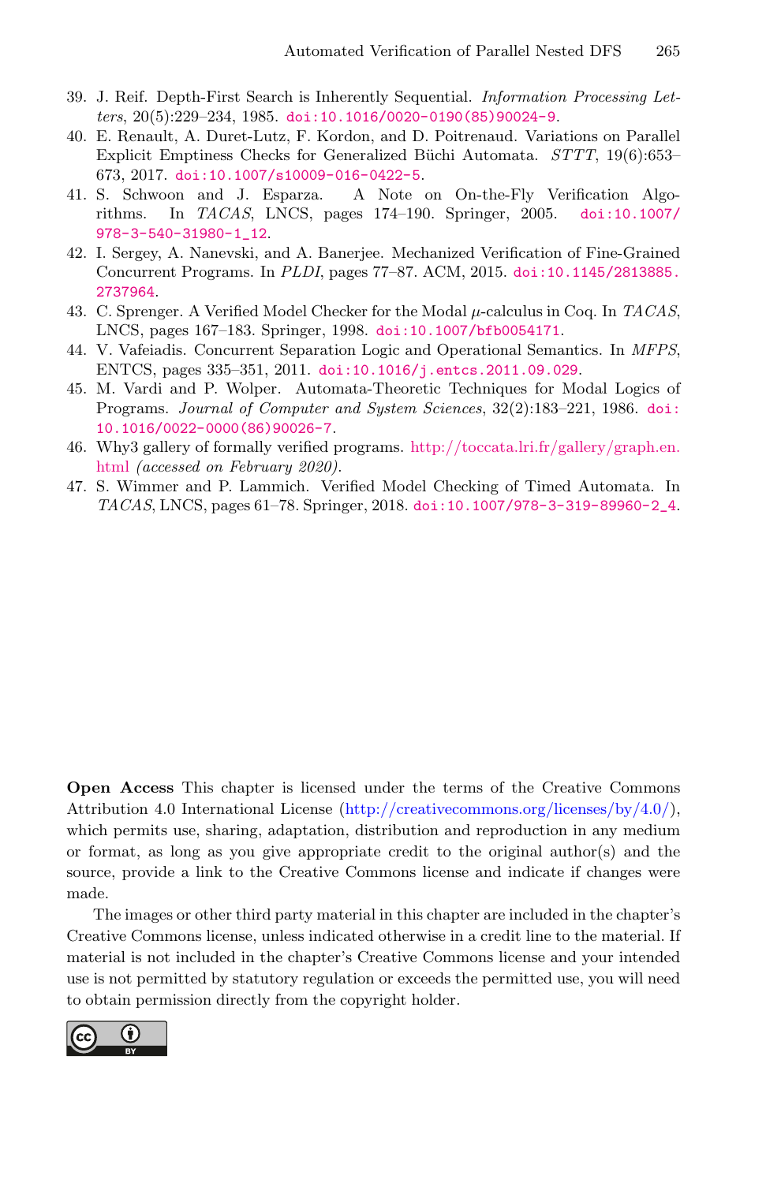39. J. Reif. Depth-First Search is Inherently Sequential. *Information Processing Letters*, 20(5):229–234, 1985. doi:10.1016/0020-0190(85)90024-9.
40. E. Renault, A. Duret-Lutz, F. Kordon, and D. Poitrenaud. Variations on Parallel Explicit Emptiness Checks for Generalized Büchi Automata. *STTT*, 19(6):653–673, 2017. doi:10.1007/s10009-016-0422-5.
41. S. Schwoon and J. Esparza. A Note on On-the-Fly Verification Algorithms. In *TACAS*, LNCS, pages 174–190. Springer, 2005. doi:10.1007/978-3-540-31980-1_12.
42. I. Sergey, A. Nanevski, and A. Banerjee. Mechanized Verification of Fine-Grained Concurrent Programs. In *PLDI*, pages 77–87. ACM, 2015. doi:10.1145/2813885.2737964.
43. C. Sprenger. A Verified Model Checker for the Modal $\mu$-calculus in Coq. In *TACAS*, LNCS, pages 167–183. Springer, 1998. doi:10.1007/bfb0054171.
44. V. Vafeiadis. Concurrent Separation Logic and Operational Semantics. In *MFPS*, ENTCS, pages 335–351, 2011. doi:10.1016/j.entcs.2011.09.029.
45. M. Vardi and P. Wolper. Automata-Theoretic Techniques for Modal Logics of Programs. *Journal of Computer and System Sciences*, 32(2):183–221, 1986. doi:10.1016/0022-0000(86)90026-7.
46. Why3 gallery of formally verified programs. http://toccata.lri.fr/gallery/graph.en.html *(accessed on February 2020)*.
47. S. Wimmer and P. Lammich. Verified Model Checking of Timed Automata. In *TACAS*, LNCS, pages 61–78. Springer, 2018. doi:10.1007/978-3-319-89960-2_4.

**Open Access** This chapter is licensed under the terms of the Creative Commons Attribution 4.0 International License (http://creativecommons.org/licenses/by/4.0/), which permits use, sharing, adaptation, distribution and reproduction in any medium or format, as long as you give appropriate credit to the original author(s) and the source, provide a link to the Creative Commons license and indicate if changes were made.

The images or other third party material in this chapter are included in the chapter's Creative Commons license, unless indicated otherwise in a credit line to the material. If material is not included in the chapter's Creative Commons license and your intended use is not permitted by statutory regulation or exceeds the permitted use, you will need to obtain permission directly from the copyright holder.